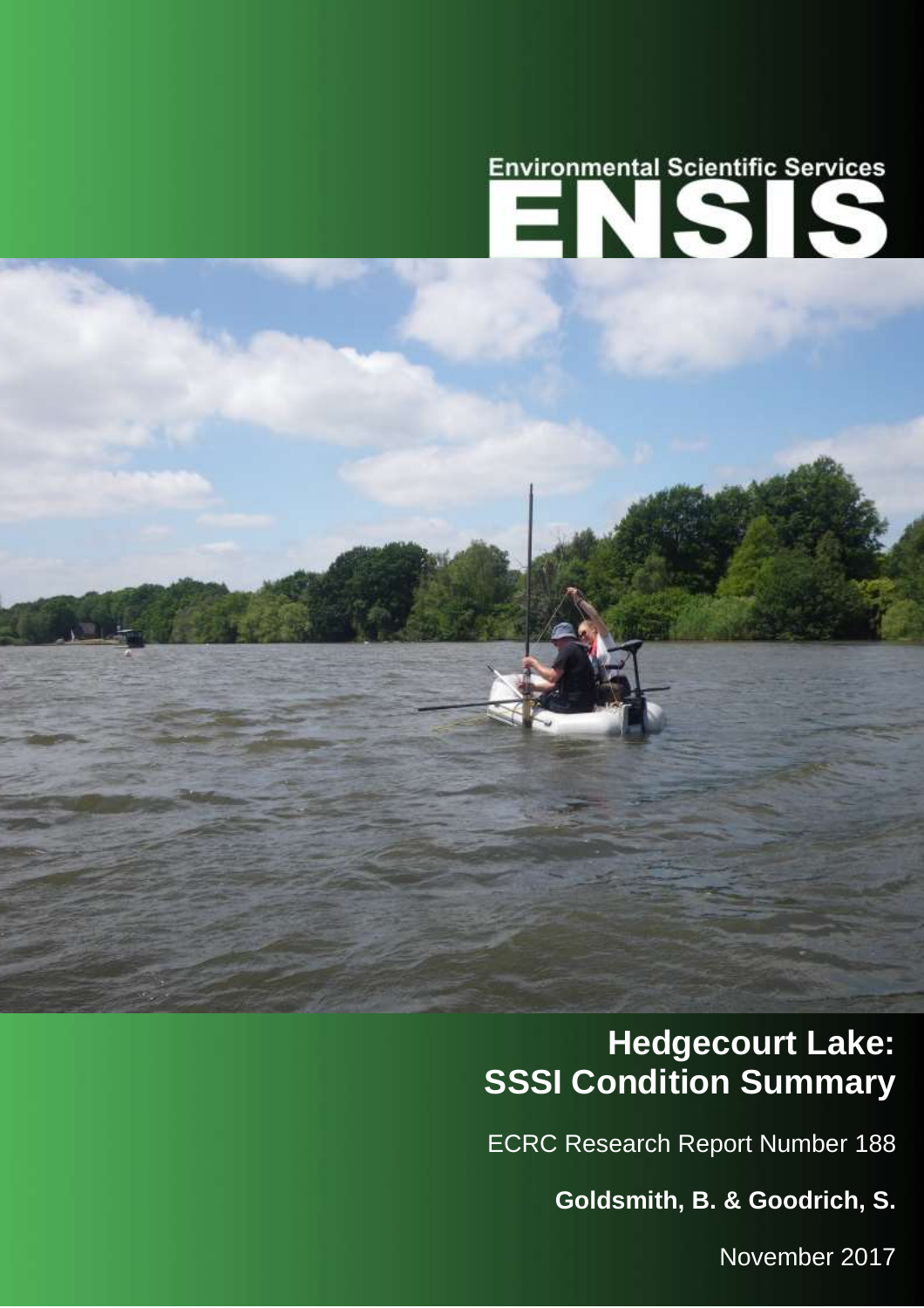Environmental Scientific Services

ENSIS

# Hedgecourt Lake: SSSI Condition Summary

ECRC Research Report Number 188

**Goldsmith, B. & Goodrich, S.**

November 2017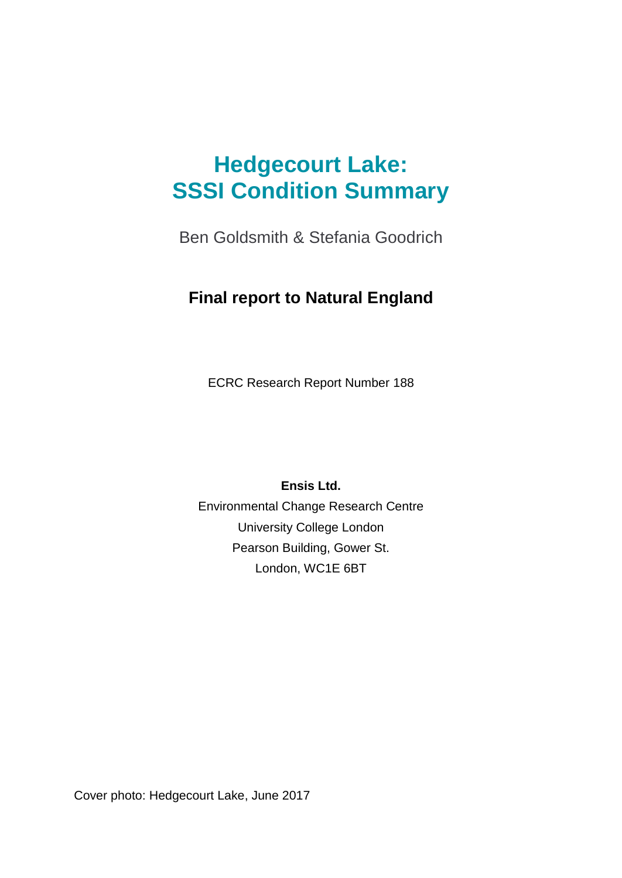# Hedgecourt Lake: SSSI Condition Summary

Ben Goldsmith & Stefania Goodrich

**Final report to Natural England**

ECRC Research Report Number 188

**Ensis Ltd.**
Environmental Change Research Centre
University College London
Pearson Building, Gower St.
London, WC1E 6BT

Cover photo: Hedgecourt Lake, June 2017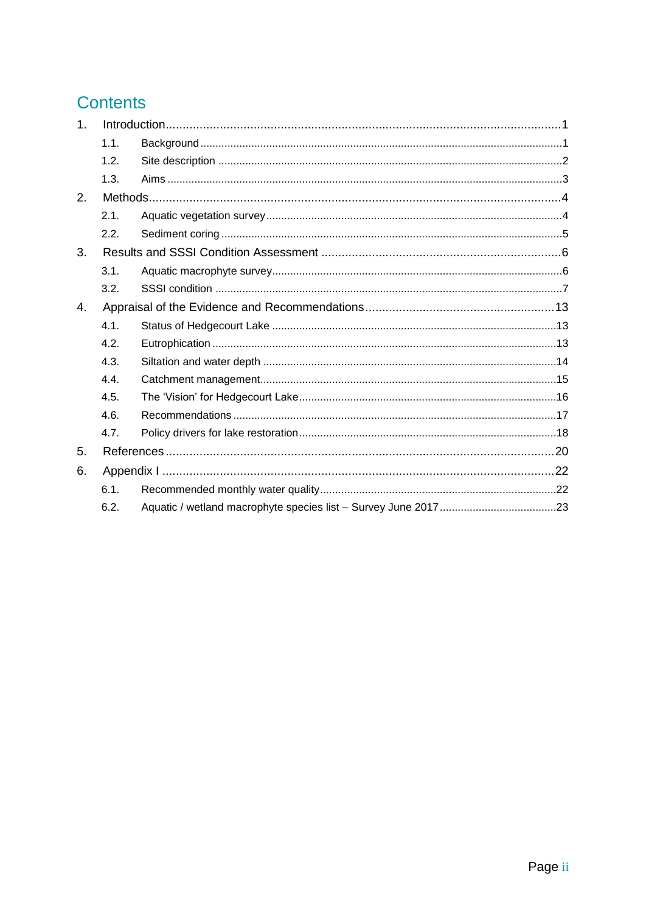# Contents

1. Introduction ..... 1
   - 1.1. Background ..... 1
   - 1.2. Site description ..... 2
   - 1.3. Aims ..... 3
2. Methods ..... 4
   - 2.1. Aquatic vegetation survey ..... 4
   - 2.2. Sediment coring ..... 5
3. Results and SSSI Condition Assessment ..... 6
   - 3.1. Aquatic macrophyte survey ..... 6
   - 3.2. SSSI condition ..... 7
4. Appraisal of the Evidence and Recommendations ..... 13
   - 4.1. Status of Hedgecourt Lake ..... 13
   - 4.2. Eutrophication ..... 13
   - 4.3. Siltation and water depth ..... 14
   - 4.4. Catchment management ..... 15
   - 4.5. The 'Vision' for Hedgecourt Lake ..... 16
   - 4.6. Recommendations ..... 17
   - 4.7. Policy drivers for lake restoration ..... 18
5. References ..... 20
6. Appendix I ..... 22
   - 6.1. Recommended monthly water quality ..... 22
   - 6.2. Aquatic / wetland macrophyte species list – Survey June 2017 ..... 23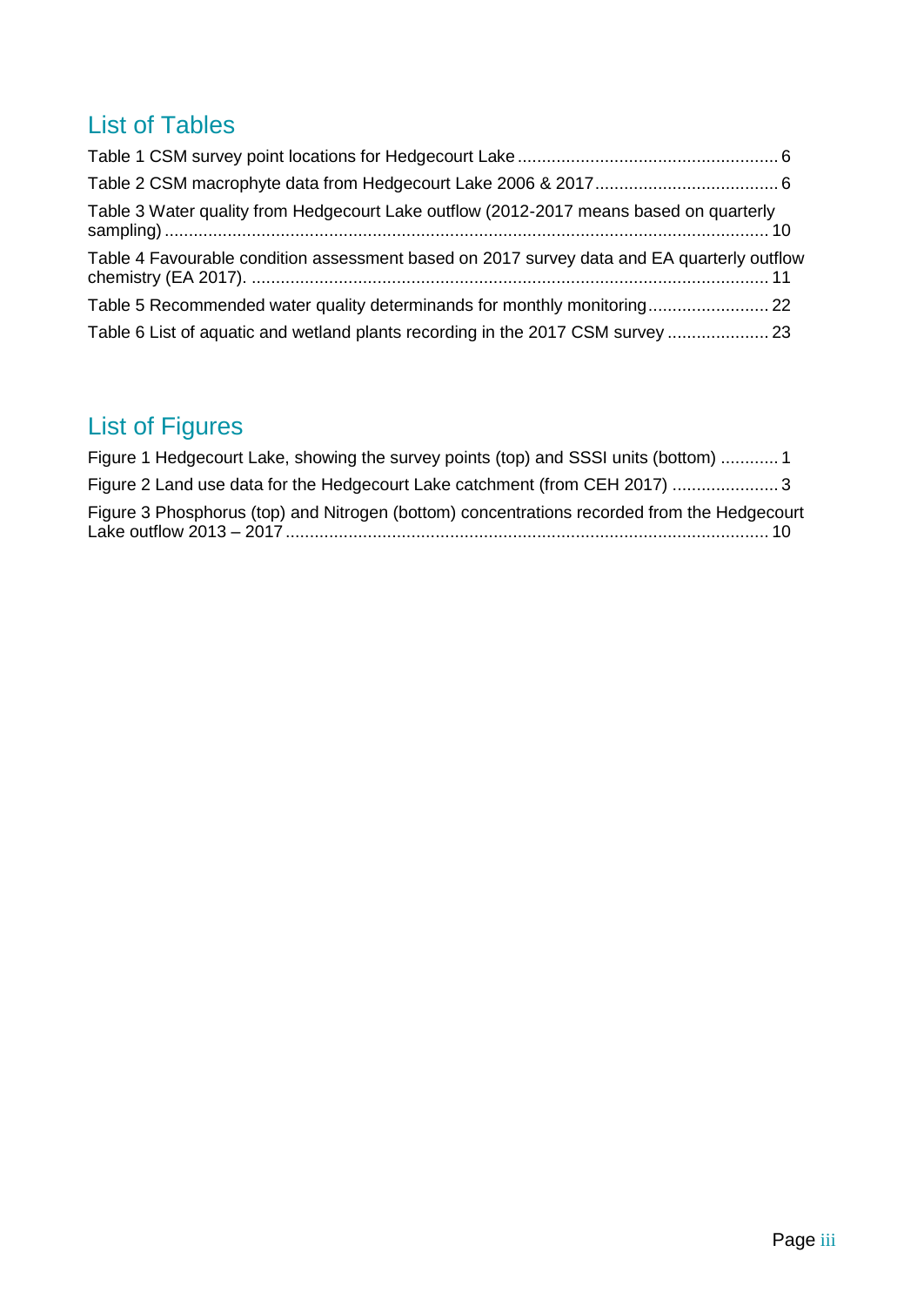## List of Tables

Table 1 CSM survey point locations for Hedgecourt Lake ........................................................ 6

Table 2 CSM macrophyte data from Hedgecourt Lake 2006 & 2017 ...................................... 6

Table 3 Water quality from Hedgecourt Lake outflow (2012-2017 means based on quarterly sampling) ............................................................................................................................ 10

Table 4 Favourable condition assessment based on 2017 survey data and EA quarterly outflow chemistry (EA 2017). ......................................................................................................... 11

Table 5 Recommended water quality determinands for monthly monitoring......................... 22

Table 6 List of aquatic and wetland plants recording in the 2017 CSM survey ..................... 23

## List of Figures

Figure 1 Hedgecourt Lake, showing the survey points (top) and SSSI units (bottom) ............ 1

Figure 2 Land use data for the Hedgecourt Lake catchment (from CEH 2017) ...................... 3

Figure 3 Phosphorus (top) and Nitrogen (bottom) concentrations recorded from the Hedgecourt Lake outflow 2013 – 2017 .................................................................................................. 10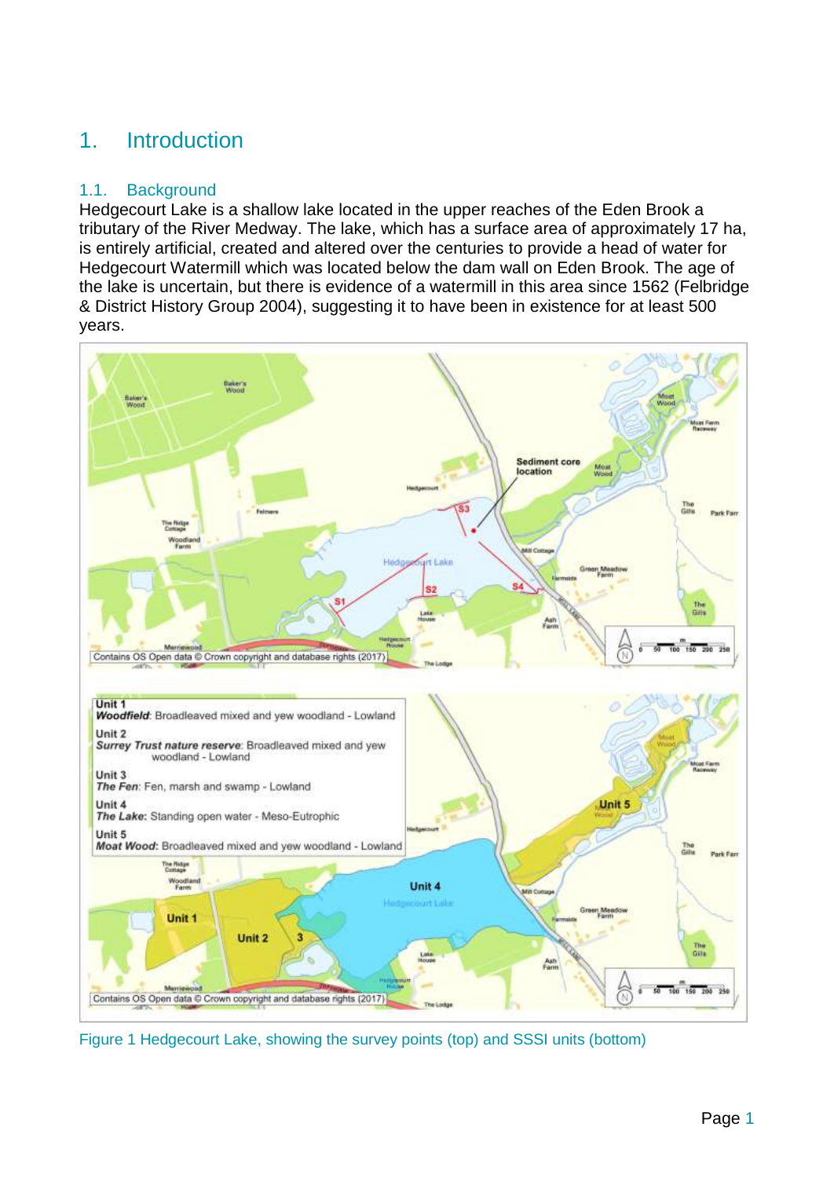# 1. Introduction

## 1.1. Background

Hedgecourt Lake is a shallow lake located in the upper reaches of the Eden Brook a tributary of the River Medway. The lake, which has a surface area of approximately 17 ha, is entirely artificial, created and altered over the centuries to provide a head of water for Hedgecourt Watermill which was located below the dam wall on Eden Brook. The age of the lake is uncertain, but there is evidence of a watermill in this area since 1562 (Felbridge & District History Group 2004), suggesting it to have been in existence for at least 500 years.

Figure 1 Hedgecourt Lake, showing the survey points (top) and SSSI units (bottom)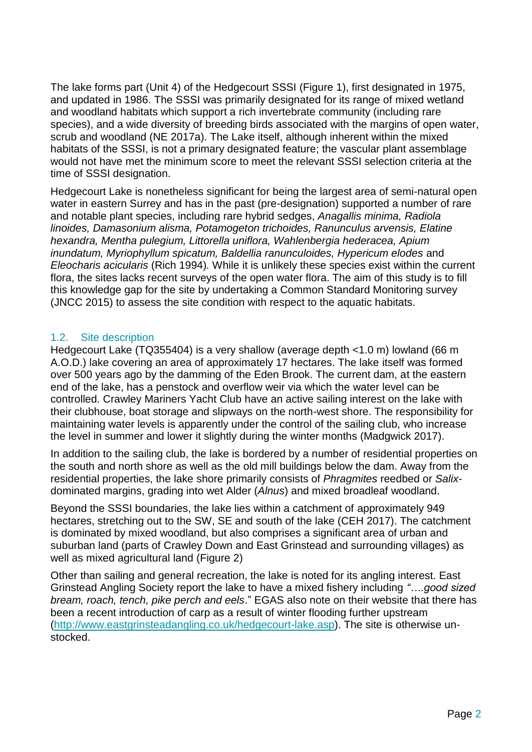The lake forms part (Unit 4) of the Hedgecourt SSSI (Figure 1), first designated in 1975, and updated in 1986. The SSSI was primarily designated for its range of mixed wetland and woodland habitats which support a rich invertebrate community (including rare species), and a wide diversity of breeding birds associated with the margins of open water, scrub and woodland (NE 2017a). The Lake itself, although inherent within the mixed habitats of the SSSI, is not a primary designated feature; the vascular plant assemblage would not have met the minimum score to meet the relevant SSSI selection criteria at the time of SSSI designation.

Hedgecourt Lake is nonetheless significant for being the largest area of semi-natural open water in eastern Surrey and has in the past (pre-designation) supported a number of rare and notable plant species, including rare hybrid sedges, *Anagallis minima, Radiola linoides, Damasonium alisma, Potamogeton trichoides, Ranunculus arvensis, Elatine hexandra, Mentha pulegium, Littorella uniflora, Wahlenbergia hederacea, Apium inundatum, Myriophyllum spicatum, Baldellia ranunculoides, Hypericum elodes* and *Eleocharis acicularis* (Rich 1994)*.* While it is unlikely these species exist within the current flora, the sites lacks recent surveys of the open water flora. The aim of this study is to fill this knowledge gap for the site by undertaking a Common Standard Monitoring survey (JNCC 2015) to assess the site condition with respect to the aquatic habitats.

## 1.2. Site description

Hedgecourt Lake (TQ355404) is a very shallow (average depth <1.0 m) lowland (66 m A.O.D.) lake covering an area of approximately 17 hectares. The lake itself was formed over 500 years ago by the damming of the Eden Brook. The current dam, at the eastern end of the lake, has a penstock and overflow weir via which the water level can be controlled. Crawley Mariners Yacht Club have an active sailing interest on the lake with their clubhouse, boat storage and slipways on the north-west shore. The responsibility for maintaining water levels is apparently under the control of the sailing club, who increase the level in summer and lower it slightly during the winter months (Madgwick 2017).

In addition to the sailing club, the lake is bordered by a number of residential properties on the south and north shore as well as the old mill buildings below the dam. Away from the residential properties, the lake shore primarily consists of *Phragmites* reedbed or *Salix*-dominated margins, grading into wet Alder (*Alnus*) and mixed broadleaf woodland.

Beyond the SSSI boundaries, the lake lies within a catchment of approximately 949 hectares, stretching out to the SW, SE and south of the lake (CEH 2017). The catchment is dominated by mixed woodland, but also comprises a significant area of urban and suburban land (parts of Crawley Down and East Grinstead and surrounding villages) as well as mixed agricultural land (Figure 2)

Other than sailing and general recreation, the lake is noted for its angling interest. East Grinstead Angling Society report the lake to have a mixed fishery including *"….good sized bream, roach, tench, pike perch and eels*." EGAS also note on their website that there has been a recent introduction of carp as a result of winter flooding further upstream (http://www.eastgrinsteadangling.co.uk/hedgecourt-lake.asp). The site is otherwise un-stocked.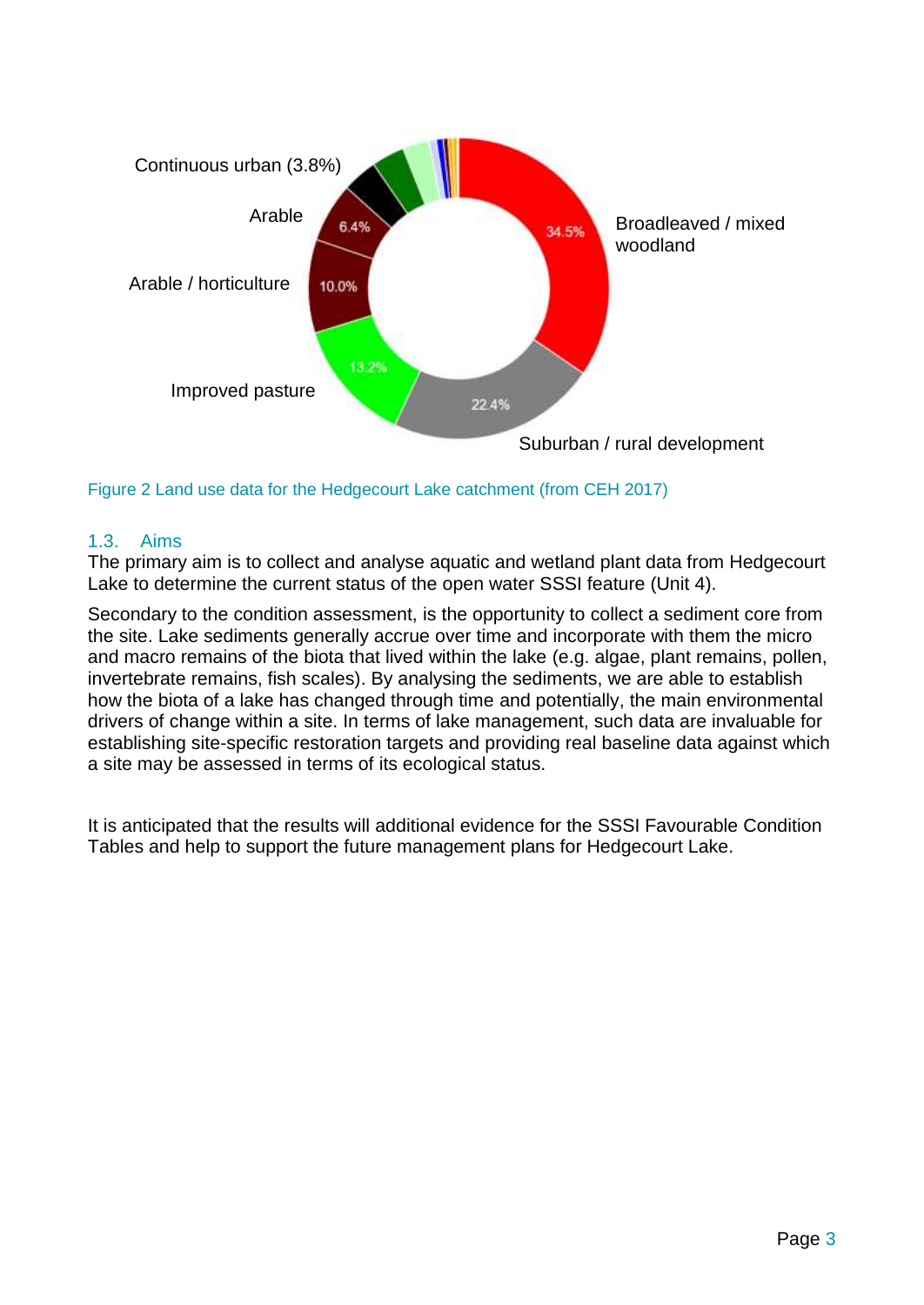Continuous urban (3.8%)

Arable

Arable / horticulture

Improved pasture

Broadleaved / mixed woodland

Suburban / rural development

34.5%

22.4%

13.2%

10.0%

6.4%

Figure 2 Land use data for the Hedgecourt Lake catchment (from CEH 2017)

## 1.3. Aims

The primary aim is to collect and analyse aquatic and wetland plant data from Hedgecourt Lake to determine the current status of the open water SSSI feature (Unit 4).

Secondary to the condition assessment, is the opportunity to collect a sediment core from the site. Lake sediments generally accrue over time and incorporate with them the micro and macro remains of the biota that lived within the lake (e.g. algae, plant remains, pollen, invertebrate remains, fish scales). By analysing the sediments, we are able to establish how the biota of a lake has changed through time and potentially, the main environmental drivers of change within a site. In terms of lake management, such data are invaluable for establishing site-specific restoration targets and providing real baseline data against which a site may be assessed in terms of its ecological status.

It is anticipated that the results will additional evidence for the SSSI Favourable Condition Tables and help to support the future management plans for Hedgecourt Lake.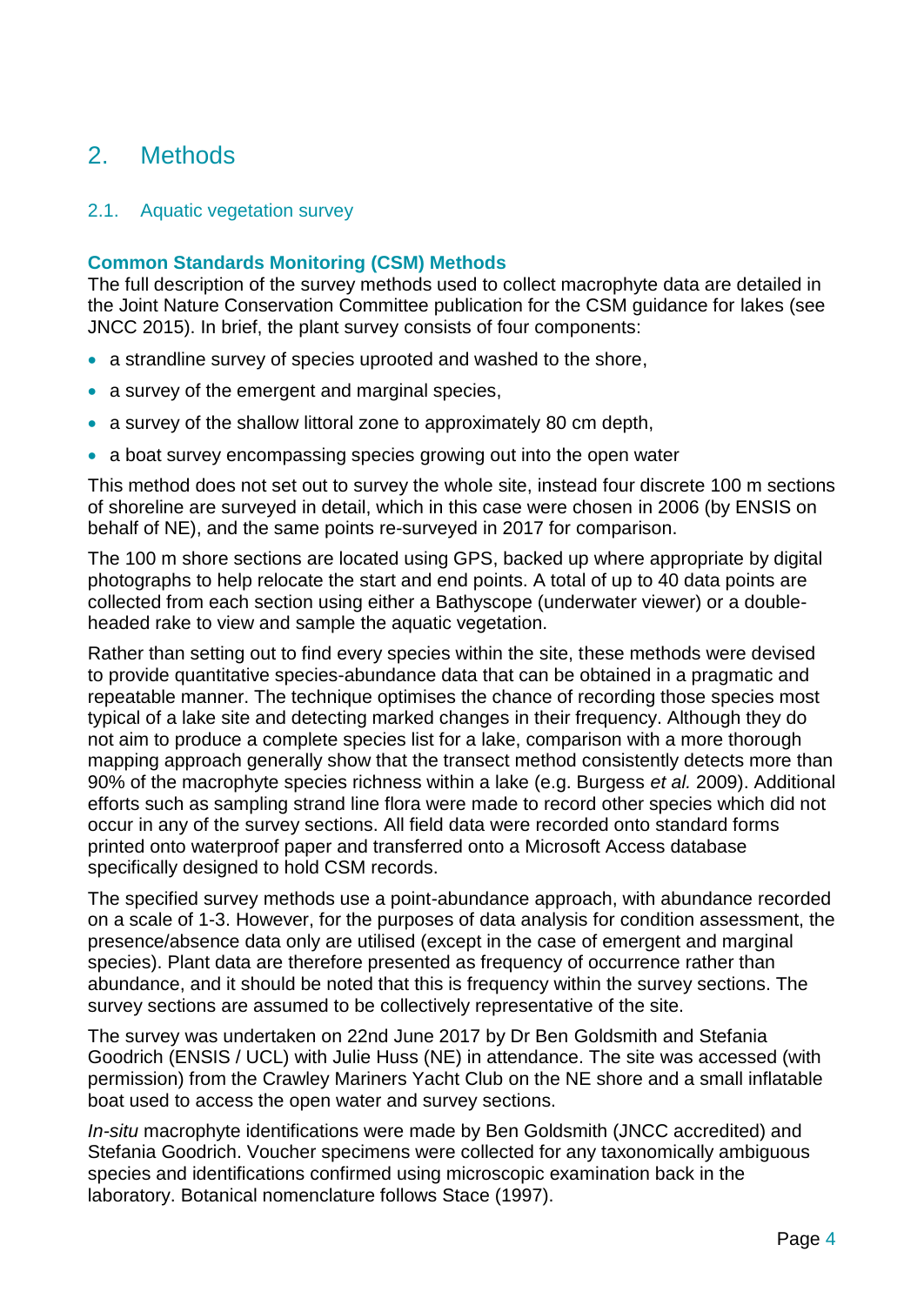## 2. Methods

### 2.1. Aquatic vegetation survey

**Common Standards Monitoring (CSM) Methods**

The full description of the survey methods used to collect macrophyte data are detailed in the Joint Nature Conservation Committee publication for the CSM guidance for lakes (see JNCC 2015). In brief, the plant survey consists of four components:

- a strandline survey of species uprooted and washed to the shore,
- a survey of the emergent and marginal species,
- a survey of the shallow littoral zone to approximately 80 cm depth,
- a boat survey encompassing species growing out into the open water

This method does not set out to survey the whole site, instead four discrete 100 m sections of shoreline are surveyed in detail, which in this case were chosen in 2006 (by ENSIS on behalf of NE), and the same points re-surveyed in 2017 for comparison.

The 100 m shore sections are located using GPS, backed up where appropriate by digital photographs to help relocate the start and end points. A total of up to 40 data points are collected from each section using either a Bathyscope (underwater viewer) or a double-headed rake to view and sample the aquatic vegetation.

Rather than setting out to find every species within the site, these methods were devised to provide quantitative species-abundance data that can be obtained in a pragmatic and repeatable manner. The technique optimises the chance of recording those species most typical of a lake site and detecting marked changes in their frequency. Although they do not aim to produce a complete species list for a lake, comparison with a more thorough mapping approach generally show that the transect method consistently detects more than 90% of the macrophyte species richness within a lake (e.g. Burgess *et al.* 2009). Additional efforts such as sampling strand line flora were made to record other species which did not occur in any of the survey sections. All field data were recorded onto standard forms printed onto waterproof paper and transferred onto a Microsoft Access database specifically designed to hold CSM records.

The specified survey methods use a point-abundance approach, with abundance recorded on a scale of 1-3. However, for the purposes of data analysis for condition assessment, the presence/absence data only are utilised (except in the case of emergent and marginal species). Plant data are therefore presented as frequency of occurrence rather than abundance, and it should be noted that this is frequency within the survey sections. The survey sections are assumed to be collectively representative of the site.

The survey was undertaken on 22nd June 2017 by Dr Ben Goldsmith and Stefania Goodrich (ENSIS / UCL) with Julie Huss (NE) in attendance. The site was accessed (with permission) from the Crawley Mariners Yacht Club on the NE shore and a small inflatable boat used to access the open water and survey sections.

*In-situ* macrophyte identifications were made by Ben Goldsmith (JNCC accredited) and Stefania Goodrich. Voucher specimens were collected for any taxonomically ambiguous species and identifications confirmed using microscopic examination back in the laboratory. Botanical nomenclature follows Stace (1997).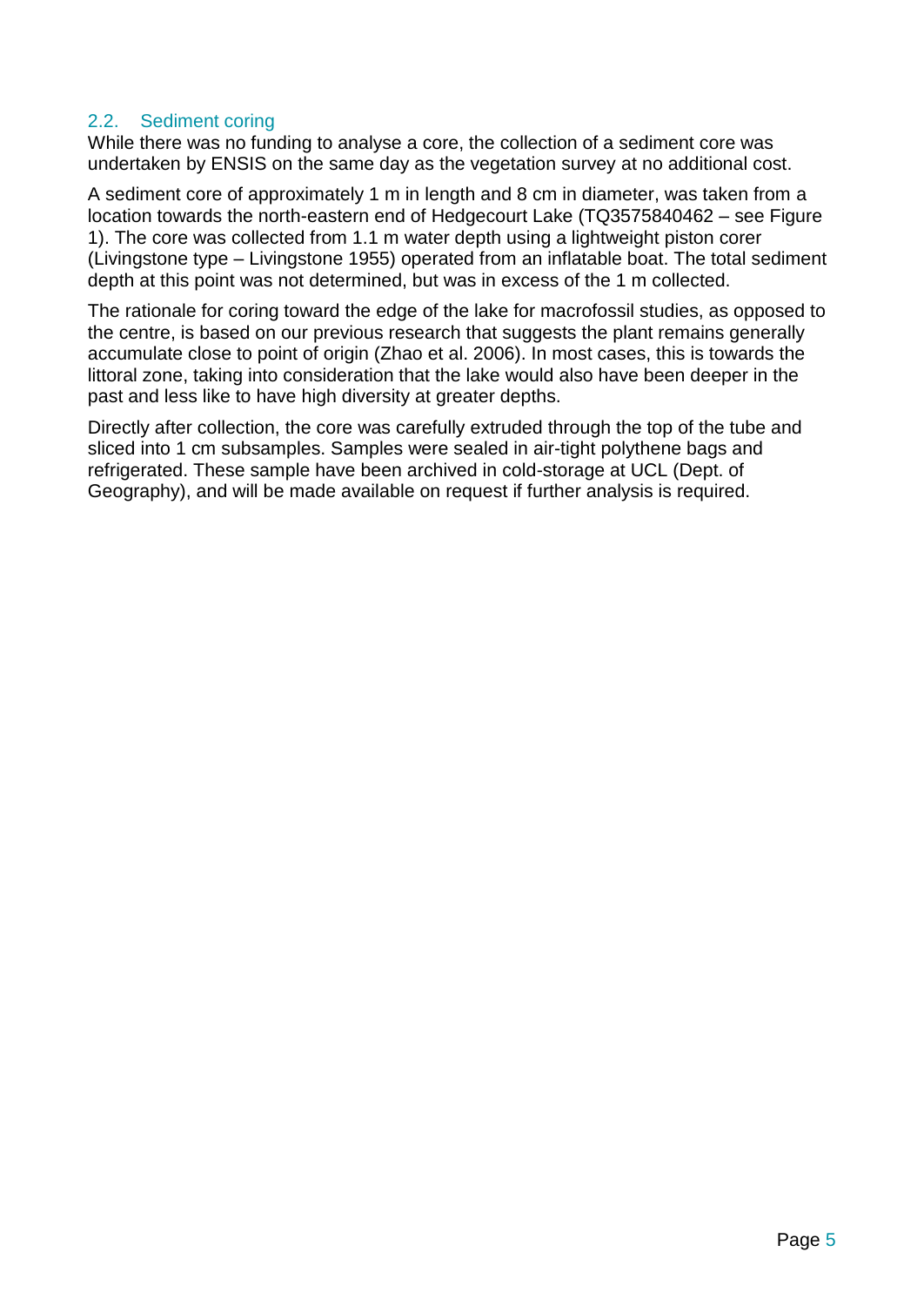## 2.2. Sediment coring

While there was no funding to analyse a core, the collection of a sediment core was undertaken by ENSIS on the same day as the vegetation survey at no additional cost.

A sediment core of approximately 1 m in length and 8 cm in diameter, was taken from a location towards the north-eastern end of Hedgecourt Lake (TQ3575840462 – see Figure 1). The core was collected from 1.1 m water depth using a lightweight piston corer (Livingstone type – Livingstone 1955) operated from an inflatable boat. The total sediment depth at this point was not determined, but was in excess of the 1 m collected.

The rationale for coring toward the edge of the lake for macrofossil studies, as opposed to the centre, is based on our previous research that suggests the plant remains generally accumulate close to point of origin (Zhao et al. 2006). In most cases, this is towards the littoral zone, taking into consideration that the lake would also have been deeper in the past and less like to have high diversity at greater depths.

Directly after collection, the core was carefully extruded through the top of the tube and sliced into 1 cm subsamples. Samples were sealed in air-tight polythene bags and refrigerated. These sample have been archived in cold-storage at UCL (Dept. of Geography), and will be made available on request if further analysis is required.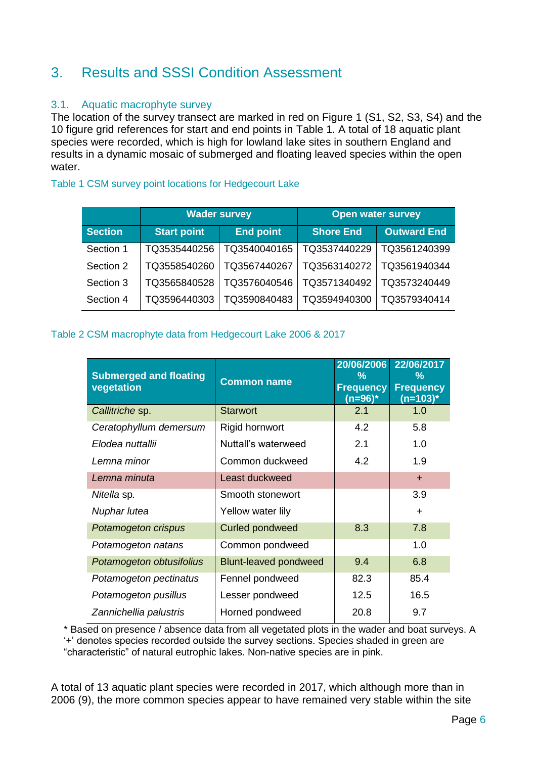# 3. Results and SSSI Condition Assessment

## 3.1. Aquatic macrophyte survey

The location of the survey transect are marked in red on Figure 1 (S1, S2, S3, S4) and the 10 figure grid references for start and end points in Table 1. A total of 18 aquatic plant species were recorded, which is high for lowland lake sites in southern England and results in a dynamic mosaic of submerged and floating leaved species within the open water.

Table 1 CSM survey point locations for Hedgecourt Lake

| | Wader survey | | Open water survey | |
|---|---|---|---|---|
| **Section** | **Start point** | **End point** | **Shore End** | **Outward End** |
| Section 1 | TQ3535440256 | TQ3540040165 | TQ3537440229 | TQ3561240399 |
| Section 2 | TQ3558540260 | TQ3567440267 | TQ3563140272 | TQ3561940344 |
| Section 3 | TQ3565840528 | TQ3576040546 | TQ3571340492 | TQ3573240449 |
| Section 4 | TQ3596440303 | TQ3590840483 | TQ3594940300 | TQ3579340414 |

Table 2 CSM macrophyte data from Hedgecourt Lake 2006 & 2017

| Submerged and floating vegetation | Common name | 20/06/2006 % Frequency (n=96)* | 22/06/2017 % Frequency (n=103)* |
|---|---|---|---|
| *Callitriche* sp. | Starwort | 2.1 | 1.0 |
| *Ceratophyllum demersum* | Rigid hornwort | 4.2 | 5.8 |
| *Elodea nuttallii* | Nuttall's waterweed | 2.1 | 1.0 |
| *Lemna minor* | Common duckweed | 4.2 | 1.9 |
| *Lemna minuta* | Least duckweed | | + |
| *Nitella* sp. | Smooth stonewort | | 3.9 |
| *Nuphar lutea* | Yellow water lily | | + |
| *Potamogeton crispus* | Curled pondweed | 8.3 | 7.8 |
| *Potamogeton natans* | Common pondweed | | 1.0 |
| *Potamogeton obtusifolius* | Blunt-leaved pondweed | 9.4 | 6.8 |
| *Potamogeton pectinatus* | Fennel pondweed | 82.3 | 85.4 |
| *Potamogeton pusillus* | Lesser pondweed | 12.5 | 16.5 |
| *Zannichellia palustris* | Horned pondweed | 20.8 | 9.7 |

\* Based on presence / absence data from all vegetated plots in the wader and boat surveys. A '+' denotes species recorded outside the survey sections. Species shaded in green are "characteristic" of natural eutrophic lakes. Non-native species are in pink.

A total of 13 aquatic plant species were recorded in 2017, which although more than in 2006 (9), the more common species appear to have remained very stable within the site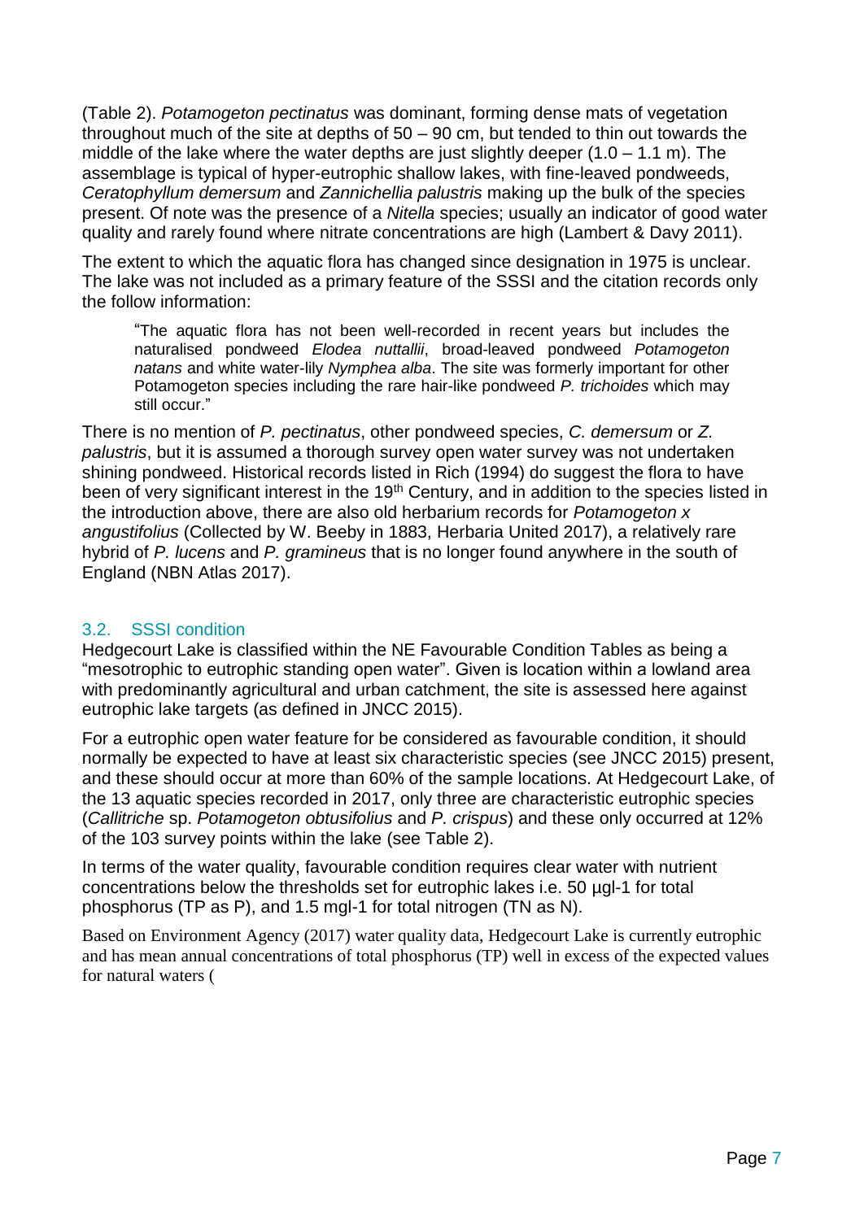(Table 2). *Potamogeton pectinatus* was dominant, forming dense mats of vegetation throughout much of the site at depths of 50 – 90 cm, but tended to thin out towards the middle of the lake where the water depths are just slightly deeper (1.0 – 1.1 m). The assemblage is typical of hyper-eutrophic shallow lakes, with fine-leaved pondweeds, *Ceratophyllum demersum* and *Zannichellia palustris* making up the bulk of the species present. Of note was the presence of a *Nitella* species; usually an indicator of good water quality and rarely found where nitrate concentrations are high (Lambert & Davy 2011).

The extent to which the aquatic flora has changed since designation in 1975 is unclear. The lake was not included as a primary feature of the SSSI and the citation records only the follow information:

> "The aquatic flora has not been well-recorded in recent years but includes the naturalised pondweed *Elodea nuttallii*, broad-leaved pondweed *Potamogeton natans* and white water-lily *Nymphea alba*. The site was formerly important for other Potamogeton species including the rare hair-like pondweed *P. trichoides* which may still occur."

There is no mention of *P. pectinatus*, other pondweed species, *C. demersum* or *Z. palustris*, but it is assumed a thorough survey open water survey was not undertaken shining pondweed. Historical records listed in Rich (1994) do suggest the flora to have been of very significant interest in the 19th Century, and in addition to the species listed in the introduction above, there are also old herbarium records for *Potamogeton x angustifolius* (Collected by W. Beeby in 1883, Herbaria United 2017), a relatively rare hybrid of *P. lucens* and *P. gramineus* that is no longer found anywhere in the south of England (NBN Atlas 2017).

## 3.2. SSSI condition

Hedgecourt Lake is classified within the NE Favourable Condition Tables as being a "mesotrophic to eutrophic standing open water". Given is location within a lowland area with predominantly agricultural and urban catchment, the site is assessed here against eutrophic lake targets (as defined in JNCC 2015).

For a eutrophic open water feature for be considered as favourable condition, it should normally be expected to have at least six characteristic species (see JNCC 2015) present, and these should occur at more than 60% of the sample locations. At Hedgecourt Lake, of the 13 aquatic species recorded in 2017, only three are characteristic eutrophic species (*Callitriche* sp. *Potamogeton obtusifolius* and *P. crispus*) and these only occurred at 12% of the 103 survey points within the lake (see Table 2).

In terms of the water quality, favourable condition requires clear water with nutrient concentrations below the thresholds set for eutrophic lakes i.e. 50 µgl-1 for total phosphorus (TP as P), and 1.5 mgl-1 for total nitrogen (TN as N).

Based on Environment Agency (2017) water quality data, Hedgecourt Lake is currently eutrophic and has mean annual concentrations of total phosphorus (TP) well in excess of the expected values for natural waters (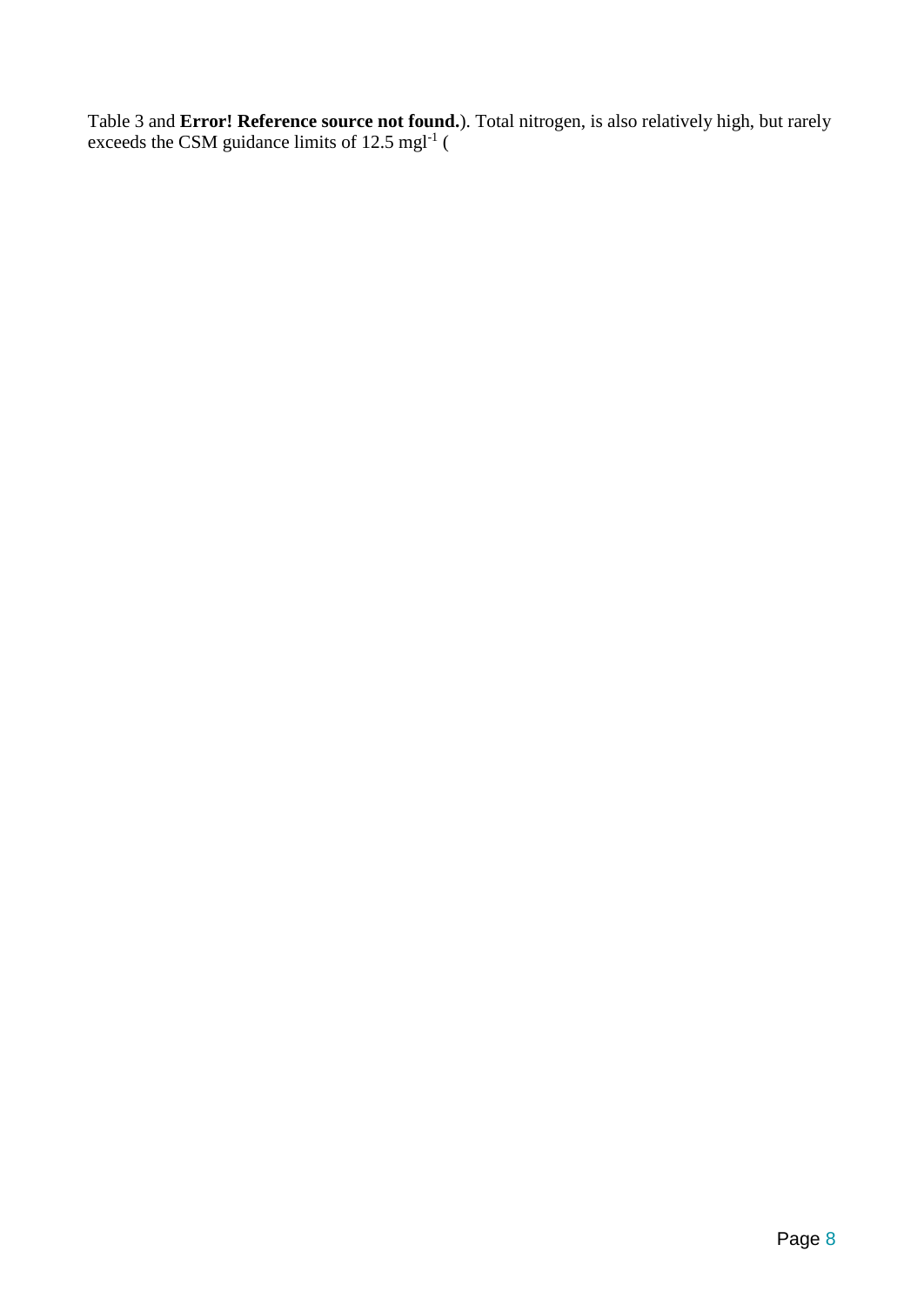Table 3 and **Error! Reference source not found.**). Total nitrogen, is also relatively high, but rarely exceeds the CSM guidance limits of 12.5 $mgl^{-1}$ (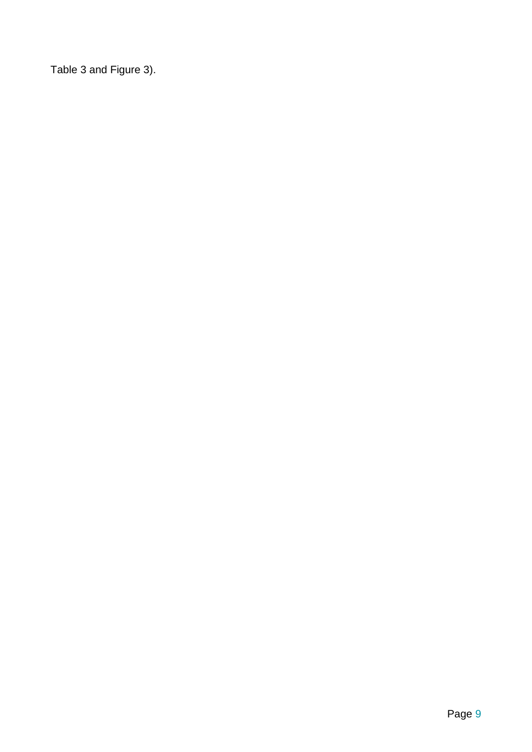Table 3 and Figure 3).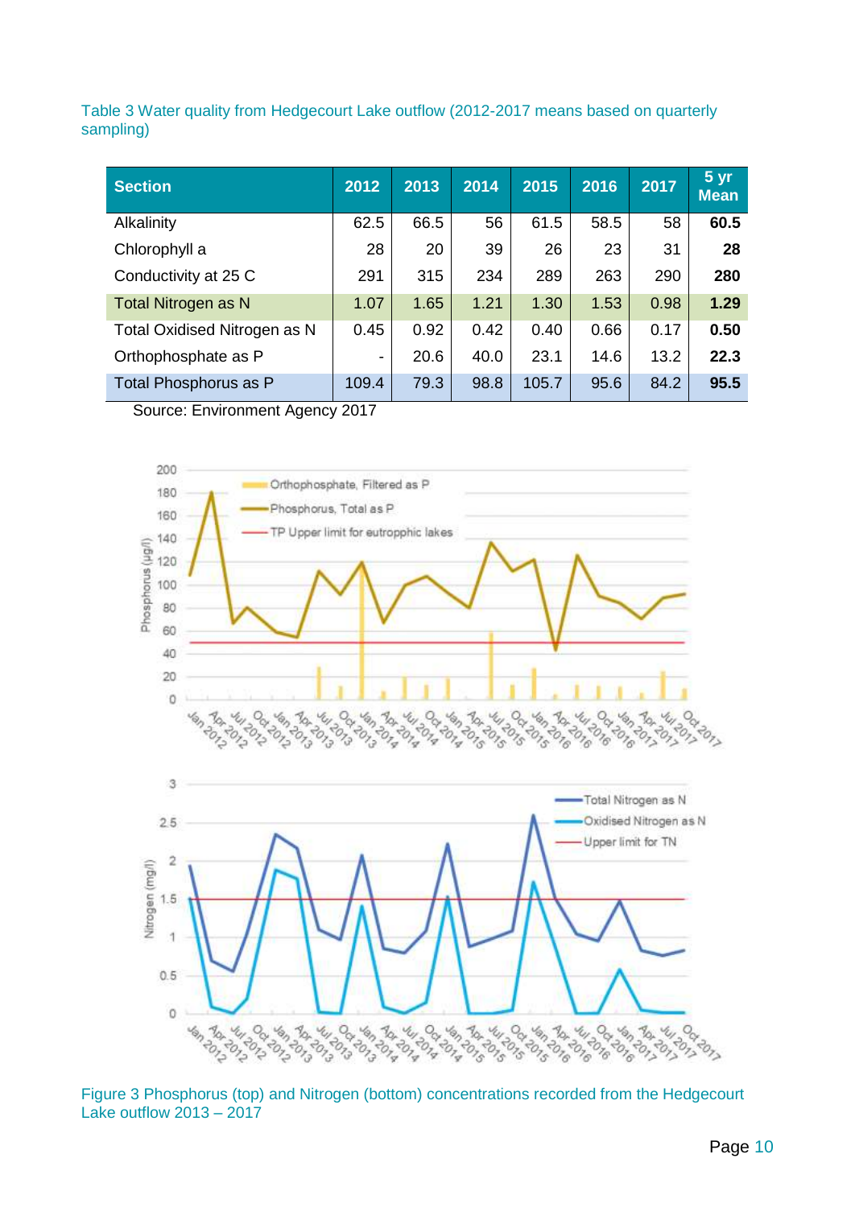Table 3 Water quality from Hedgecourt Lake outflow (2012-2017 means based on quarterly sampling)

| Section | 2012 | 2013 | 2014 | 2015 | 2016 | 2017 | 5 yr Mean |
|---|---|---|---|---|---|---|---|
| Alkalinity | 62.5 | 66.5 | 56 | 61.5 | 58.5 | 58 | **60.5** |
| Chlorophyll a | 28 | 20 | 39 | 26 | 23 | 31 | **28** |
| Conductivity at 25 C | 291 | 315 | 234 | 289 | 263 | 290 | **280** |
| Total Nitrogen as N | 1.07 | 1.65 | 1.21 | 1.30 | 1.53 | 0.98 | **1.29** |
| Total Oxidised Nitrogen as N | 0.45 | 0.92 | 0.42 | 0.40 | 0.66 | 0.17 | **0.50** |
| Orthophosphate as P | - | 20.6 | 40.0 | 23.1 | 14.6 | 13.2 | **22.3** |
| Total Phosphorus as P | 109.4 | 79.3 | 98.8 | 105.7 | 95.6 | 84.2 | **95.5** |

Source: Environment Agency 2017

Figure 3 Phosphorus (top) and Nitrogen (bottom) concentrations recorded from the Hedgecourt Lake outflow 2013 – 2017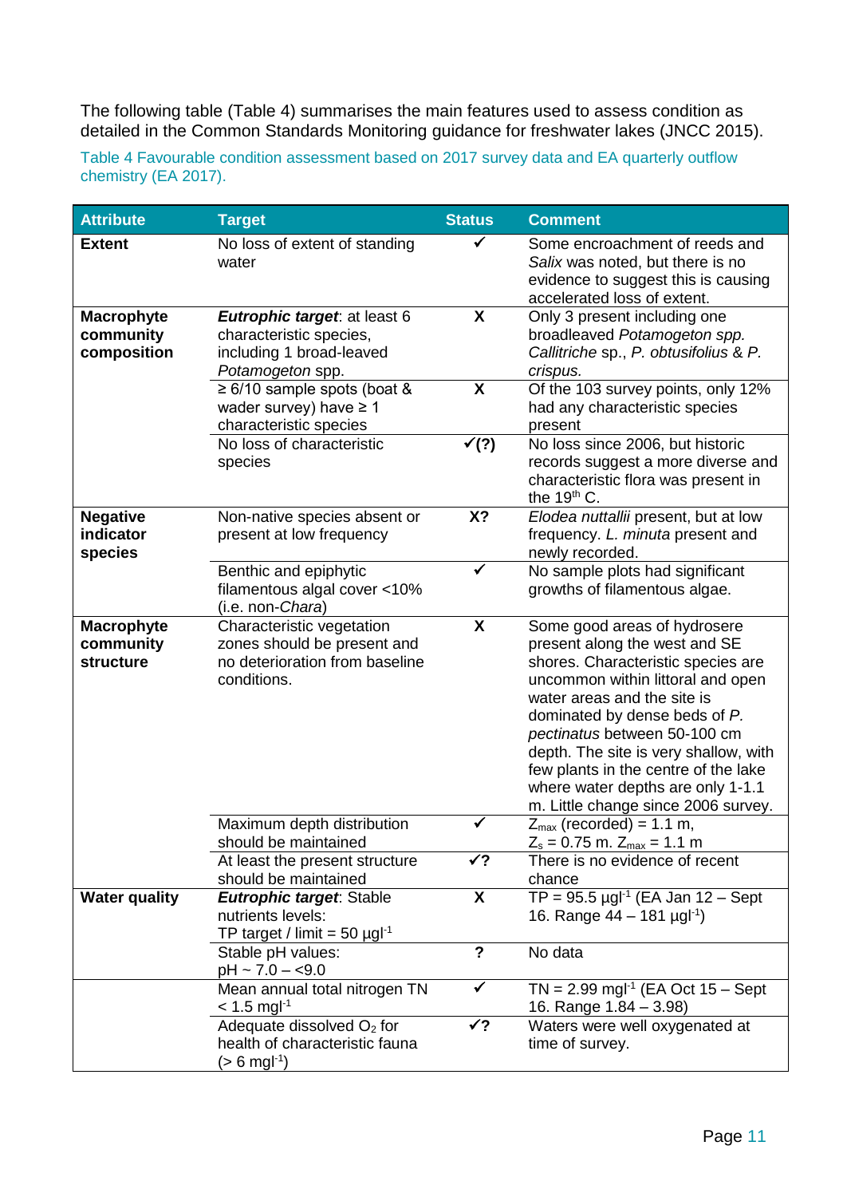The following table (Table 4) summarises the main features used to assess condition as detailed in the Common Standards Monitoring guidance for freshwater lakes (JNCC 2015).

Table 4 Favourable condition assessment based on 2017 survey data and EA quarterly outflow chemistry (EA 2017).

| Attribute | Target | Status | Comment |
|---|---|---|---|
| **Extent** | No loss of extent of standing water | ✓ | Some encroachment of reeds and *Salix* was noted, but there is no evidence to suggest this is causing accelerated loss of extent. |
| **Macrophyte community composition** | ***Eutrophic target***: at least 6 characteristic species, including 1 broad-leaved *Potamogeton* spp. | **X** | Only 3 present including one broadleaved *Potamogeton spp. Callitriche* sp., *P. obtusifolius* & *P. crispus.* |
| | ≥ 6/10 sample spots (boat & wader survey) have ≥ 1 characteristic species | **X** | Of the 103 survey points, only 12% had any characteristic species present |
| | No loss of characteristic species | **✓(?)** | No loss since 2006, but historic records suggest a more diverse and characteristic flora was present in the 19th C. |
| **Negative indicator species** | Non-native species absent or present at low frequency | **X?** | *Elodea nuttallii* present, but at low frequency. *L. minuta* present and newly recorded. |
| | Benthic and epiphytic filamentous algal cover <10% (i.e. non-*Chara*) | ✓ | No sample plots had significant growths of filamentous algae. |
| **Macrophyte community structure** | Characteristic vegetation zones should be present and no deterioration from baseline conditions. | **X** | Some good areas of hydrosere present along the west and SE shores. Characteristic species are uncommon within littoral and open water areas and the site is dominated by dense beds of *P. pectinatus* between 50-100 cm depth. The site is very shallow, with few plants in the centre of the lake where water depths are only 1-1.1 m. Little change since 2006 survey. |
| | Maximum depth distribution should be maintained | ✓ | $Z_{max}$ (recorded) = 1.1 m, $Z_s$ = 0.75 m. $Z_{max}$ = 1.1 m |
| | At least the present structure should be maintained | **✓?** | There is no evidence of recent chance |
| **Water quality** | ***Eutrophic target***: Stable nutrients levels: TP target / limit = 50 $\mu g l^{-1}$ | **X** | TP = 95.5 $\mu g l^{-1}$ (EA Jan 12 – Sept 16. Range 44 – 181 $\mu g l^{-1}$) |
| | Stable pH values: pH ~ 7.0 – <9.0 | **?** | No data |
| | Mean annual total nitrogen TN < 1.5 $mg l^{-1}$ | ✓ | TN = 2.99 $mg l^{-1}$ (EA Oct 15 – Sept 16. Range 1.84 – 3.98) |
| | Adequate dissolved $O_2$ for health of characteristic fauna (> 6 $mg l^{-1}$) | **✓?** | Waters were well oxygenated at time of survey. |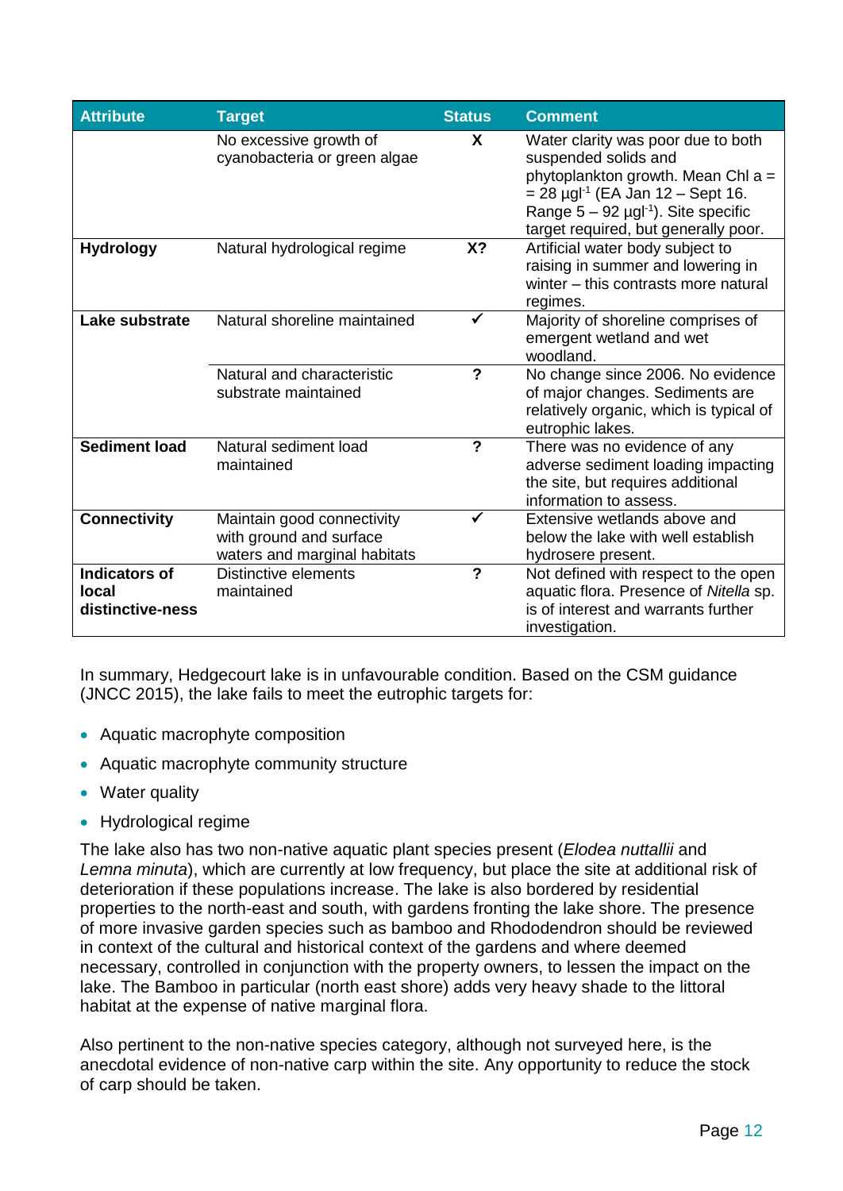| Attribute | Target | Status | Comment |
| --- | --- | --- | --- |
| | No excessive growth of cyanobacteria or green algae | X | Water clarity was poor due to both suspended solids and phytoplankton growth. Mean Chl a = = 28 μgl$^{-1}$ (EA Jan 12 – Sept 16. Range 5 – 92 μgl$^{-1}$). Site specific target required, but generally poor. |
| **Hydrology** | Natural hydrological regime | X? | Artificial water body subject to raising in summer and lowering in winter – this contrasts more natural regimes. |
| **Lake substrate** | Natural shoreline maintained | ✓ | Majority of shoreline comprises of emergent wetland and wet woodland. |
| | Natural and characteristic substrate maintained | ? | No change since 2006. No evidence of major changes. Sediments are relatively organic, which is typical of eutrophic lakes. |
| **Sediment load** | Natural sediment load maintained | ? | There was no evidence of any adverse sediment loading impacting the site, but requires additional information to assess. |
| **Connectivity** | Maintain good connectivity with ground and surface waters and marginal habitats | ✓ | Extensive wetlands above and below the lake with well establish hydrosere present. |
| **Indicators of local distinctive-ness** | Distinctive elements maintained | ? | Not defined with respect to the open aquatic flora. Presence of *Nitella* sp. is of interest and warrants further investigation. |

In summary, Hedgecourt lake is in unfavourable condition. Based on the CSM guidance (JNCC 2015), the lake fails to meet the eutrophic targets for:

- Aquatic macrophyte composition
- Aquatic macrophyte community structure
- Water quality
- Hydrological regime

The lake also has two non-native aquatic plant species present (*Elodea nuttallii* and *Lemna minuta*), which are currently at low frequency, but place the site at additional risk of deterioration if these populations increase. The lake is also bordered by residential properties to the north-east and south, with gardens fronting the lake shore. The presence of more invasive garden species such as bamboo and Rhododendron should be reviewed in context of the cultural and historical context of the gardens and where deemed necessary, controlled in conjunction with the property owners, to lessen the impact on the lake. The Bamboo in particular (north east shore) adds very heavy shade to the littoral habitat at the expense of native marginal flora.

Also pertinent to the non-native species category, although not surveyed here, is the anecdotal evidence of non-native carp within the site. Any opportunity to reduce the stock of carp should be taken.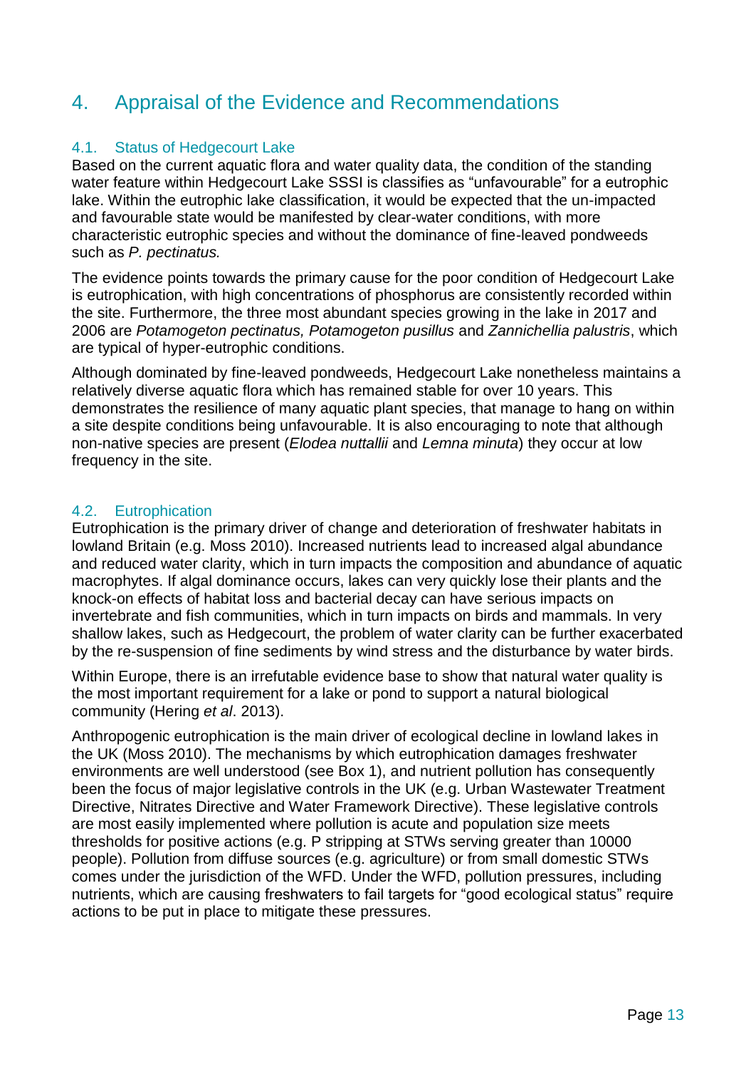# 4. Appraisal of the Evidence and Recommendations

## 4.1. Status of Hedgecourt Lake

Based on the current aquatic flora and water quality data, the condition of the standing water feature within Hedgecourt Lake SSSI is classifies as "unfavourable" for a eutrophic lake. Within the eutrophic lake classification, it would be expected that the un-impacted and favourable state would be manifested by clear-water conditions, with more characteristic eutrophic species and without the dominance of fine-leaved pondweeds such as *P. pectinatus.*

The evidence points towards the primary cause for the poor condition of Hedgecourt Lake is eutrophication, with high concentrations of phosphorus are consistently recorded within the site. Furthermore, the three most abundant species growing in the lake in 2017 and 2006 are *Potamogeton pectinatus, Potamogeton pusillus* and *Zannichellia palustris*, which are typical of hyper-eutrophic conditions.

Although dominated by fine-leaved pondweeds, Hedgecourt Lake nonetheless maintains a relatively diverse aquatic flora which has remained stable for over 10 years. This demonstrates the resilience of many aquatic plant species, that manage to hang on within a site despite conditions being unfavourable. It is also encouraging to note that although non-native species are present (*Elodea nuttallii* and *Lemna minuta*) they occur at low frequency in the site.

## 4.2. Eutrophication

Eutrophication is the primary driver of change and deterioration of freshwater habitats in lowland Britain (e.g. Moss 2010). Increased nutrients lead to increased algal abundance and reduced water clarity, which in turn impacts the composition and abundance of aquatic macrophytes. If algal dominance occurs, lakes can very quickly lose their plants and the knock-on effects of habitat loss and bacterial decay can have serious impacts on invertebrate and fish communities, which in turn impacts on birds and mammals. In very shallow lakes, such as Hedgecourt, the problem of water clarity can be further exacerbated by the re-suspension of fine sediments by wind stress and the disturbance by water birds.

Within Europe, there is an irrefutable evidence base to show that natural water quality is the most important requirement for a lake or pond to support a natural biological community (Hering *et al*. 2013).

Anthropogenic eutrophication is the main driver of ecological decline in lowland lakes in the UK (Moss 2010). The mechanisms by which eutrophication damages freshwater environments are well understood (see Box 1), and nutrient pollution has consequently been the focus of major legislative controls in the UK (e.g. Urban Wastewater Treatment Directive, Nitrates Directive and Water Framework Directive). These legislative controls are most easily implemented where pollution is acute and population size meets thresholds for positive actions (e.g. P stripping at STWs serving greater than 10000 people). Pollution from diffuse sources (e.g. agriculture) or from small domestic STWs comes under the jurisdiction of the WFD. Under the WFD, pollution pressures, including nutrients, which are causing freshwaters to fail targets for "good ecological status" require actions to be put in place to mitigate these pressures.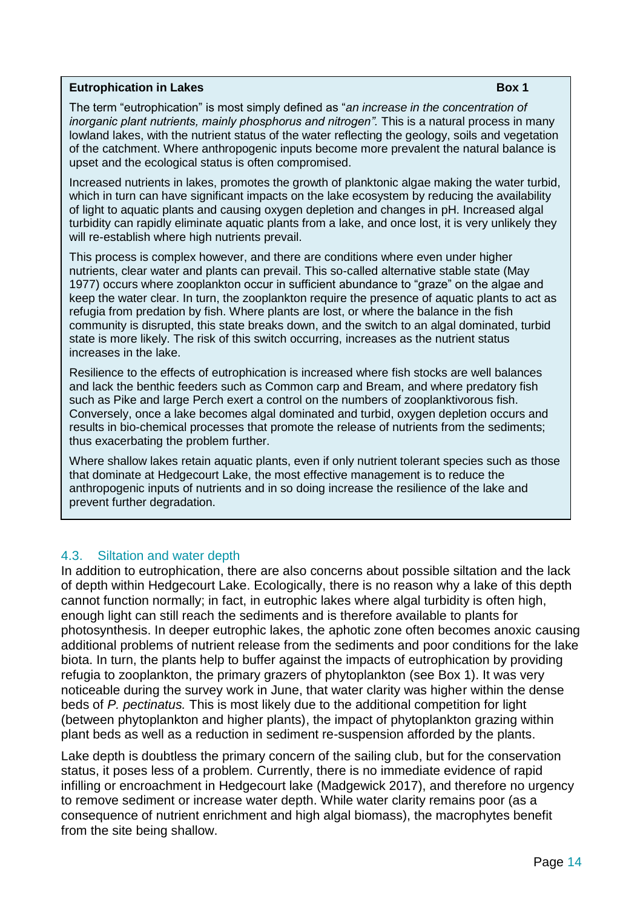**Eutrophication in Lakes** **Box 1**

The term "eutrophication" is most simply defined as "*an increase in the concentration of inorganic plant nutrients, mainly phosphorus and nitrogen".* This is a natural process in many lowland lakes, with the nutrient status of the water reflecting the geology, soils and vegetation of the catchment. Where anthropogenic inputs become more prevalent the natural balance is upset and the ecological status is often compromised.

Increased nutrients in lakes, promotes the growth of planktonic algae making the water turbid, which in turn can have significant impacts on the lake ecosystem by reducing the availability of light to aquatic plants and causing oxygen depletion and changes in pH. Increased algal turbidity can rapidly eliminate aquatic plants from a lake, and once lost, it is very unlikely they will re-establish where high nutrients prevail.

This process is complex however, and there are conditions where even under higher nutrients, clear water and plants can prevail. This so-called alternative stable state (May 1977) occurs where zooplankton occur in sufficient abundance to "graze" on the algae and keep the water clear. In turn, the zooplankton require the presence of aquatic plants to act as refugia from predation by fish. Where plants are lost, or where the balance in the fish community is disrupted, this state breaks down, and the switch to an algal dominated, turbid state is more likely. The risk of this switch occurring, increases as the nutrient status increases in the lake.

Resilience to the effects of eutrophication is increased where fish stocks are well balances and lack the benthic feeders such as Common carp and Bream, and where predatory fish such as Pike and large Perch exert a control on the numbers of zooplanktivorous fish. Conversely, once a lake becomes algal dominated and turbid, oxygen depletion occurs and results in bio-chemical processes that promote the release of nutrients from the sediments; thus exacerbating the problem further.

Where shallow lakes retain aquatic plants, even if only nutrient tolerant species such as those that dominate at Hedgecourt Lake, the most effective management is to reduce the anthropogenic inputs of nutrients and in so doing increase the resilience of the lake and prevent further degradation.

## 4.3. Siltation and water depth

In addition to eutrophication, there are also concerns about possible siltation and the lack of depth within Hedgecourt Lake. Ecologically, there is no reason why a lake of this depth cannot function normally; in fact, in eutrophic lakes where algal turbidity is often high, enough light can still reach the sediments and is therefore available to plants for photosynthesis. In deeper eutrophic lakes, the aphotic zone often becomes anoxic causing additional problems of nutrient release from the sediments and poor conditions for the lake biota. In turn, the plants help to buffer against the impacts of eutrophication by providing refugia to zooplankton, the primary grazers of phytoplankton (see Box 1). It was very noticeable during the survey work in June, that water clarity was higher within the dense beds of *P. pectinatus.* This is most likely due to the additional competition for light (between phytoplankton and higher plants), the impact of phytoplankton grazing within plant beds as well as a reduction in sediment re-suspension afforded by the plants.

Lake depth is doubtless the primary concern of the sailing club, but for the conservation status, it poses less of a problem. Currently, there is no immediate evidence of rapid infilling or encroachment in Hedgecourt lake (Madgewick 2017), and therefore no urgency to remove sediment or increase water depth. While water clarity remains poor (as a consequence of nutrient enrichment and high algal biomass), the macrophytes benefit from the site being shallow.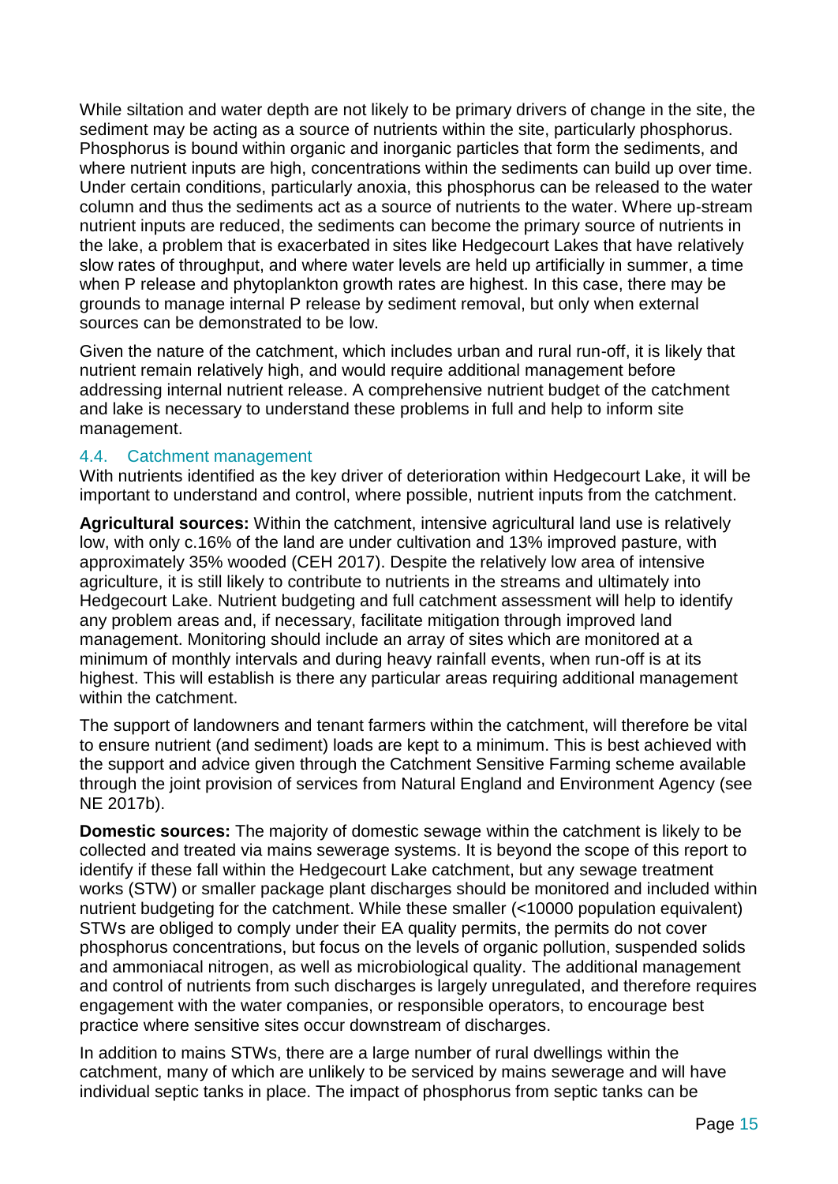While siltation and water depth are not likely to be primary drivers of change in the site, the sediment may be acting as a source of nutrients within the site, particularly phosphorus. Phosphorus is bound within organic and inorganic particles that form the sediments, and where nutrient inputs are high, concentrations within the sediments can build up over time. Under certain conditions, particularly anoxia, this phosphorus can be released to the water column and thus the sediments act as a source of nutrients to the water. Where up-stream nutrient inputs are reduced, the sediments can become the primary source of nutrients in the lake, a problem that is exacerbated in sites like Hedgecourt Lakes that have relatively slow rates of throughput, and where water levels are held up artificially in summer, a time when P release and phytoplankton growth rates are highest. In this case, there may be grounds to manage internal P release by sediment removal, but only when external sources can be demonstrated to be low.

Given the nature of the catchment, which includes urban and rural run-off, it is likely that nutrient remain relatively high, and would require additional management before addressing internal nutrient release. A comprehensive nutrient budget of the catchment and lake is necessary to understand these problems in full and help to inform site management.

## 4.4. Catchment management

With nutrients identified as the key driver of deterioration within Hedgecourt Lake, it will be important to understand and control, where possible, nutrient inputs from the catchment.

**Agricultural sources:** Within the catchment, intensive agricultural land use is relatively low, with only c.16% of the land are under cultivation and 13% improved pasture, with approximately 35% wooded (CEH 2017). Despite the relatively low area of intensive agriculture, it is still likely to contribute to nutrients in the streams and ultimately into Hedgecourt Lake. Nutrient budgeting and full catchment assessment will help to identify any problem areas and, if necessary, facilitate mitigation through improved land management. Monitoring should include an array of sites which are monitored at a minimum of monthly intervals and during heavy rainfall events, when run-off is at its highest. This will establish is there any particular areas requiring additional management within the catchment.

The support of landowners and tenant farmers within the catchment, will therefore be vital to ensure nutrient (and sediment) loads are kept to a minimum. This is best achieved with the support and advice given through the Catchment Sensitive Farming scheme available through the joint provision of services from Natural England and Environment Agency (see NE 2017b).

**Domestic sources:** The majority of domestic sewage within the catchment is likely to be collected and treated via mains sewerage systems. It is beyond the scope of this report to identify if these fall within the Hedgecourt Lake catchment, but any sewage treatment works (STW) or smaller package plant discharges should be monitored and included within nutrient budgeting for the catchment. While these smaller (<10000 population equivalent) STWs are obliged to comply under their EA quality permits, the permits do not cover phosphorus concentrations, but focus on the levels of organic pollution, suspended solids and ammoniacal nitrogen, as well as microbiological quality. The additional management and control of nutrients from such discharges is largely unregulated, and therefore requires engagement with the water companies, or responsible operators, to encourage best practice where sensitive sites occur downstream of discharges.

In addition to mains STWs, there are a large number of rural dwellings within the catchment, many of which are unlikely to be serviced by mains sewerage and will have individual septic tanks in place. The impact of phosphorus from septic tanks can be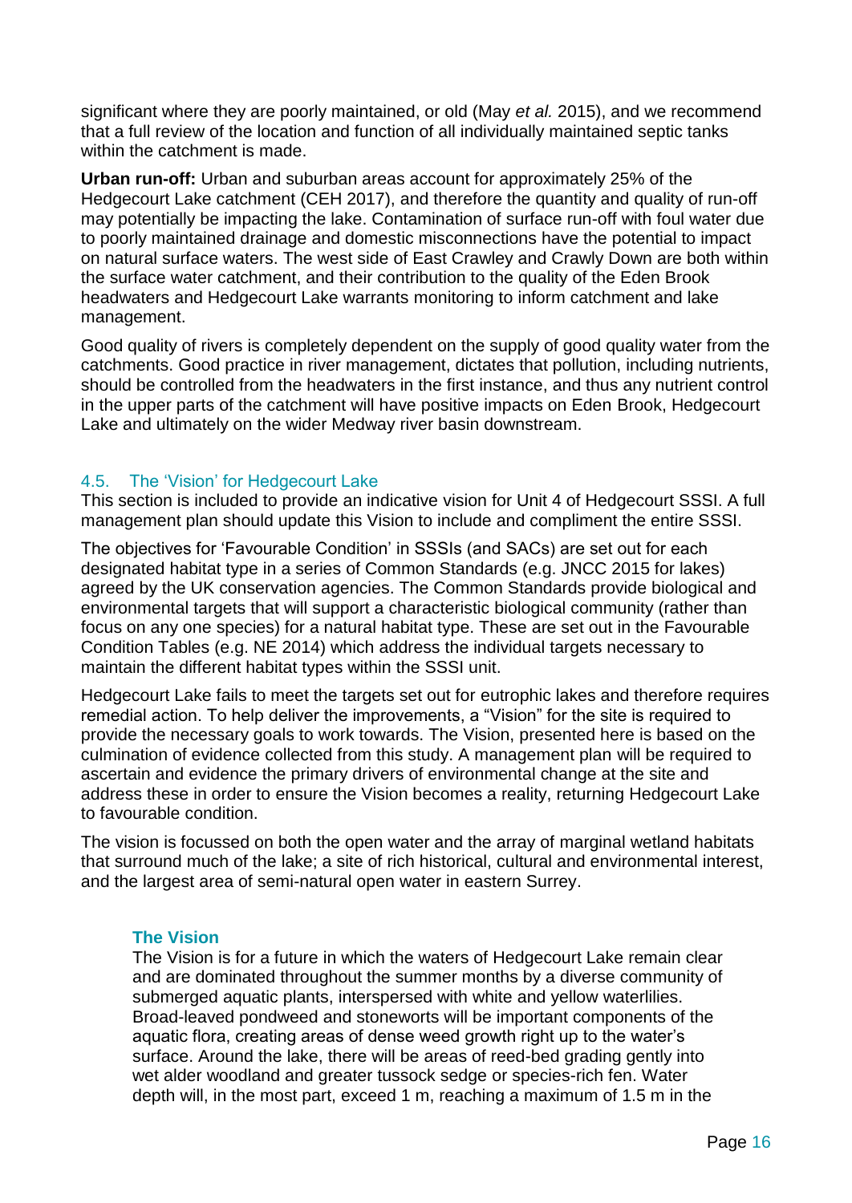significant where they are poorly maintained, or old (May *et al.* 2015), and we recommend that a full review of the location and function of all individually maintained septic tanks within the catchment is made.

**Urban run-off:** Urban and suburban areas account for approximately 25% of the Hedgecourt Lake catchment (CEH 2017), and therefore the quantity and quality of run-off may potentially be impacting the lake. Contamination of surface run-off with foul water due to poorly maintained drainage and domestic misconnections have the potential to impact on natural surface waters. The west side of East Crawley and Crawly Down are both within the surface water catchment, and their contribution to the quality of the Eden Brook headwaters and Hedgecourt Lake warrants monitoring to inform catchment and lake management.

Good quality of rivers is completely dependent on the supply of good quality water from the catchments. Good practice in river management, dictates that pollution, including nutrients, should be controlled from the headwaters in the first instance, and thus any nutrient control in the upper parts of the catchment will have positive impacts on Eden Brook, Hedgecourt Lake and ultimately on the wider Medway river basin downstream.

## 4.5. The 'Vision' for Hedgecourt Lake

This section is included to provide an indicative vision for Unit 4 of Hedgecourt SSSI. A full management plan should update this Vision to include and compliment the entire SSSI.

The objectives for 'Favourable Condition' in SSSIs (and SACs) are set out for each designated habitat type in a series of Common Standards (e.g. JNCC 2015 for lakes) agreed by the UK conservation agencies. The Common Standards provide biological and environmental targets that will support a characteristic biological community (rather than focus on any one species) for a natural habitat type. These are set out in the Favourable Condition Tables (e.g. NE 2014) which address the individual targets necessary to maintain the different habitat types within the SSSI unit.

Hedgecourt Lake fails to meet the targets set out for eutrophic lakes and therefore requires remedial action. To help deliver the improvements, a "Vision" for the site is required to provide the necessary goals to work towards. The Vision, presented here is based on the culmination of evidence collected from this study. A management plan will be required to ascertain and evidence the primary drivers of environmental change at the site and address these in order to ensure the Vision becomes a reality, returning Hedgecourt Lake to favourable condition.

The vision is focussed on both the open water and the array of marginal wetland habitats that surround much of the lake; a site of rich historical, cultural and environmental interest, and the largest area of semi-natural open water in eastern Surrey.

### The Vision

The Vision is for a future in which the waters of Hedgecourt Lake remain clear and are dominated throughout the summer months by a diverse community of submerged aquatic plants, interspersed with white and yellow waterlilies. Broad-leaved pondweed and stoneworts will be important components of the aquatic flora, creating areas of dense weed growth right up to the water's surface. Around the lake, there will be areas of reed-bed grading gently into wet alder woodland and greater tussock sedge or species-rich fen. Water depth will, in the most part, exceed 1 m, reaching a maximum of 1.5 m in the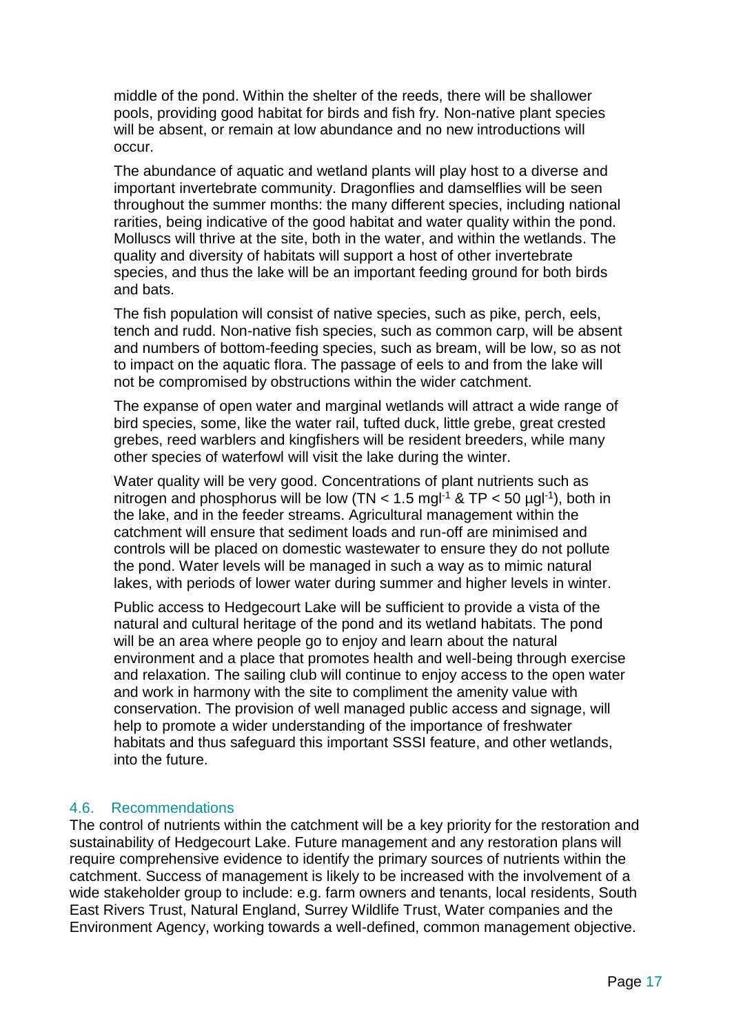middle of the pond. Within the shelter of the reeds, there will be shallower pools, providing good habitat for birds and fish fry. Non-native plant species will be absent, or remain at low abundance and no new introductions will occur.

The abundance of aquatic and wetland plants will play host to a diverse and important invertebrate community. Dragonflies and damselflies will be seen throughout the summer months: the many different species, including national rarities, being indicative of the good habitat and water quality within the pond. Molluscs will thrive at the site, both in the water, and within the wetlands. The quality and diversity of habitats will support a host of other invertebrate species, and thus the lake will be an important feeding ground for both birds and bats.

The fish population will consist of native species, such as pike, perch, eels, tench and rudd. Non-native fish species, such as common carp, will be absent and numbers of bottom-feeding species, such as bream, will be low, so as not to impact on the aquatic flora. The passage of eels to and from the lake will not be compromised by obstructions within the wider catchment.

The expanse of open water and marginal wetlands will attract a wide range of bird species, some, like the water rail, tufted duck, little grebe, great crested grebes, reed warblers and kingfishers will be resident breeders, while many other species of waterfowl will visit the lake during the winter.

Water quality will be very good. Concentrations of plant nutrients such as nitrogen and phosphorus will be low (TN < 1.5 $mgl^{-1}$ & TP < 50 $\mu gl^{-1}$), both in the lake, and in the feeder streams. Agricultural management within the catchment will ensure that sediment loads and run-off are minimised and controls will be placed on domestic wastewater to ensure they do not pollute the pond. Water levels will be managed in such a way as to mimic natural lakes, with periods of lower water during summer and higher levels in winter.

Public access to Hedgecourt Lake will be sufficient to provide a vista of the natural and cultural heritage of the pond and its wetland habitats. The pond will be an area where people go to enjoy and learn about the natural environment and a place that promotes health and well-being through exercise and relaxation. The sailing club will continue to enjoy access to the open water and work in harmony with the site to compliment the amenity value with conservation. The provision of well managed public access and signage, will help to promote a wider understanding of the importance of freshwater habitats and thus safeguard this important SSSI feature, and other wetlands, into the future.

### 4.6. Recommendations

The control of nutrients within the catchment will be a key priority for the restoration and sustainability of Hedgecourt Lake. Future management and any restoration plans will require comprehensive evidence to identify the primary sources of nutrients within the catchment. Success of management is likely to be increased with the involvement of a wide stakeholder group to include: e.g. farm owners and tenants, local residents, South East Rivers Trust, Natural England, Surrey Wildlife Trust, Water companies and the Environment Agency, working towards a well-defined, common management objective.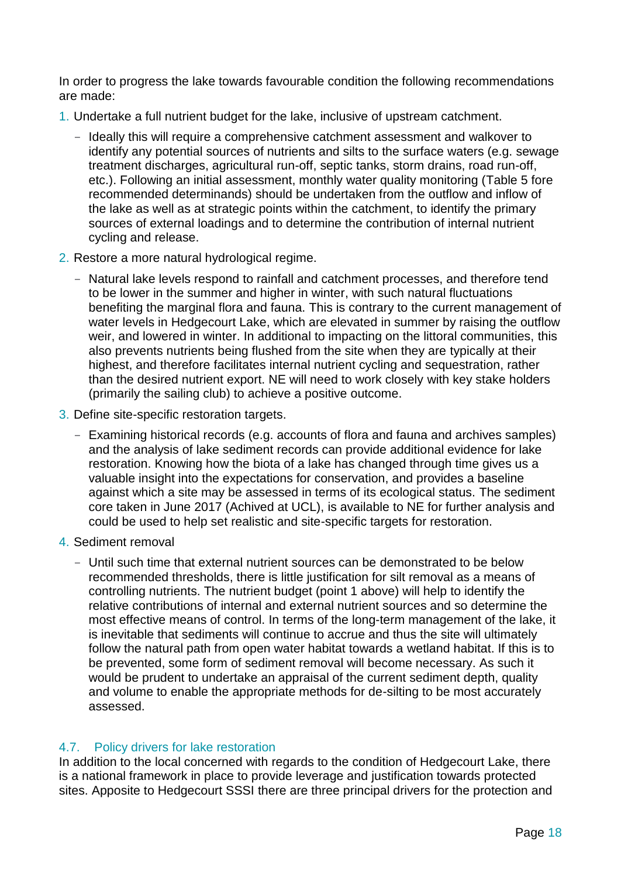In order to progress the lake towards favourable condition the following recommendations are made:

1. Undertake a full nutrient budget for the lake, inclusive of upstream catchment.
   - Ideally this will require a comprehensive catchment assessment and walkover to identify any potential sources of nutrients and silts to the surface waters (e.g. sewage treatment discharges, agricultural run-off, septic tanks, storm drains, road run-off, etc.). Following an initial assessment, monthly water quality monitoring (Table 5 fore recommended determinands) should be undertaken from the outflow and inflow of the lake as well as at strategic points within the catchment, to identify the primary sources of external loadings and to determine the contribution of internal nutrient cycling and release.
2. Restore a more natural hydrological regime.
   - Natural lake levels respond to rainfall and catchment processes, and therefore tend to be lower in the summer and higher in winter, with such natural fluctuations benefiting the marginal flora and fauna. This is contrary to the current management of water levels in Hedgecourt Lake, which are elevated in summer by raising the outflow weir, and lowered in winter. In additional to impacting on the littoral communities, this also prevents nutrients being flushed from the site when they are typically at their highest, and therefore facilitates internal nutrient cycling and sequestration, rather than the desired nutrient export. NE will need to work closely with key stake holders (primarily the sailing club) to achieve a positive outcome.
3. Define site-specific restoration targets.
   - Examining historical records (e.g. accounts of flora and fauna and archives samples) and the analysis of lake sediment records can provide additional evidence for lake restoration. Knowing how the biota of a lake has changed through time gives us a valuable insight into the expectations for conservation, and provides a baseline against which a site may be assessed in terms of its ecological status. The sediment core taken in June 2017 (Achived at UCL), is available to NE for further analysis and could be used to help set realistic and site-specific targets for restoration.
4. Sediment removal
   - Until such time that external nutrient sources can be demonstrated to be below recommended thresholds, there is little justification for silt removal as a means of controlling nutrients. The nutrient budget (point 1 above) will help to identify the relative contributions of internal and external nutrient sources and so determine the most effective means of control. In terms of the long-term management of the lake, it is inevitable that sediments will continue to accrue and thus the site will ultimately follow the natural path from open water habitat towards a wetland habitat. If this is to be prevented, some form of sediment removal will become necessary. As such it would be prudent to undertake an appraisal of the current sediment depth, quality and volume to enable the appropriate methods for de-silting to be most accurately assessed.

### 4.7. Policy drivers for lake restoration

In addition to the local concerned with regards to the condition of Hedgecourt Lake, there is a national framework in place to provide leverage and justification towards protected sites. Apposite to Hedgecourt SSSI there are three principal drivers for the protection and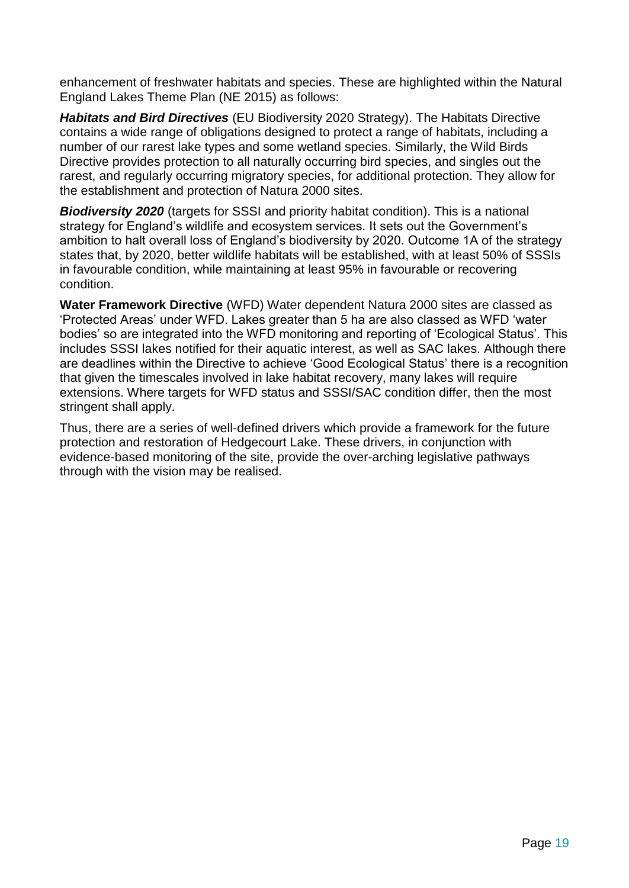enhancement of freshwater habitats and species. These are highlighted within the Natural England Lakes Theme Plan (NE 2015) as follows:

***Habitats and Bird Directives*** (EU Biodiversity 2020 Strategy). The Habitats Directive contains a wide range of obligations designed to protect a range of habitats, including a number of our rarest lake types and some wetland species. Similarly, the Wild Birds Directive provides protection to all naturally occurring bird species, and singles out the rarest, and regularly occurring migratory species, for additional protection. They allow for the establishment and protection of Natura 2000 sites.

***Biodiversity 2020*** (targets for SSSI and priority habitat condition). This is a national strategy for England's wildlife and ecosystem services. It sets out the Government's ambition to halt overall loss of England's biodiversity by 2020. Outcome 1A of the strategy states that, by 2020, better wildlife habitats will be established, with at least 50% of SSSIs in favourable condition, while maintaining at least 95% in favourable or recovering condition.

**Water Framework Directive** (WFD) Water dependent Natura 2000 sites are classed as 'Protected Areas' under WFD. Lakes greater than 5 ha are also classed as WFD 'water bodies' so are integrated into the WFD monitoring and reporting of 'Ecological Status'. This includes SSSI lakes notified for their aquatic interest, as well as SAC lakes. Although there are deadlines within the Directive to achieve 'Good Ecological Status' there is a recognition that given the timescales involved in lake habitat recovery, many lakes will require extensions. Where targets for WFD status and SSSI/SAC condition differ, then the most stringent shall apply.

Thus, there are a series of well-defined drivers which provide a framework for the future protection and restoration of Hedgecourt Lake. These drivers, in conjunction with evidence-based monitoring of the site, provide the over-arching legislative pathways through with the vision may be realised.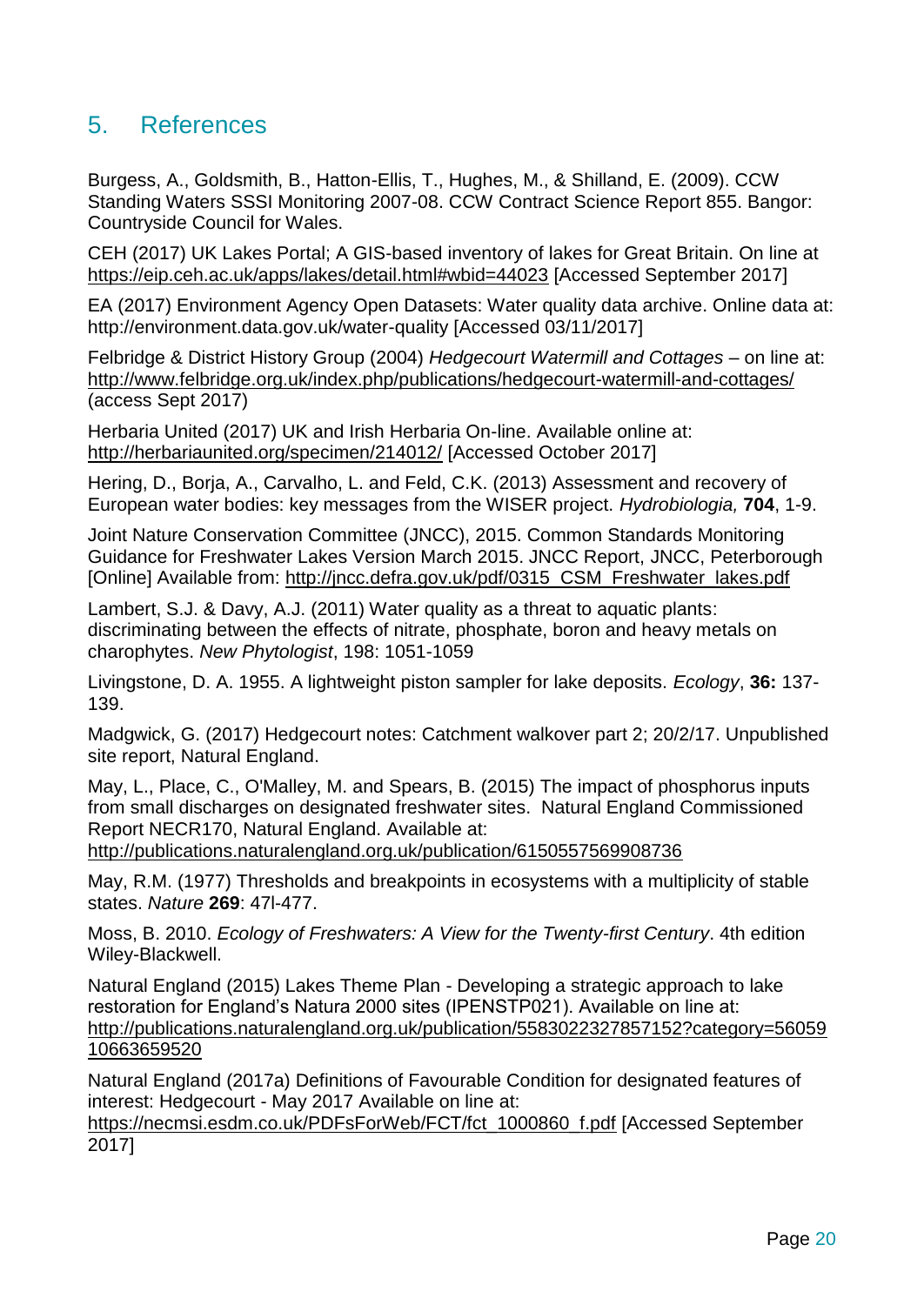## 5. References

Burgess, A., Goldsmith, B., Hatton-Ellis, T., Hughes, M., & Shilland, E. (2009). CCW Standing Waters SSSI Monitoring 2007-08. CCW Contract Science Report 855. Bangor: Countryside Council for Wales.

CEH (2017) UK Lakes Portal; A GIS-based inventory of lakes for Great Britain. On line at https://eip.ceh.ac.uk/apps/lakes/detail.html#wbid=44023 [Accessed September 2017]

EA (2017) Environment Agency Open Datasets: Water quality data archive. Online data at: http://environment.data.gov.uk/water-quality [Accessed 03/11/2017]

Felbridge & District History Group (2004) *Hedgecourt Watermill and Cottages* – on line at: http://www.felbridge.org.uk/index.php/publications/hedgecourt-watermill-and-cottages/ (access Sept 2017)

Herbaria United (2017) UK and Irish Herbaria On-line. Available online at: http://herbariaunited.org/specimen/214012/ [Accessed October 2017]

Hering, D., Borja, A., Carvalho, L. and Feld, C.K. (2013) Assessment and recovery of European water bodies: key messages from the WISER project. *Hydrobiologia,* **704**, 1-9.

Joint Nature Conservation Committee (JNCC), 2015. Common Standards Monitoring Guidance for Freshwater Lakes Version March 2015. JNCC Report, JNCC, Peterborough [Online] Available from: http://jncc.defra.gov.uk/pdf/0315_CSM_Freshwater_lakes.pdf

Lambert, S.J. & Davy, A.J. (2011) Water quality as a threat to aquatic plants: discriminating between the effects of nitrate, phosphate, boron and heavy metals on charophytes. *New Phytologist*, 198: 1051-1059

Livingstone, D. A. 1955. A lightweight piston sampler for lake deposits. *Ecology*, **36:** 137-139.

Madgwick, G. (2017) Hedgecourt notes: Catchment walkover part 2; 20/2/17. Unpublished site report, Natural England.

May, L., Place, C., O'Malley, M. and Spears, B. (2015) The impact of phosphorus inputs from small discharges on designated freshwater sites. Natural England Commissioned Report NECR170, Natural England. Available at: http://publications.naturalengland.org.uk/publication/6150557569908736

May, R.M. (1977) Thresholds and breakpoints in ecosystems with a multiplicity of stable states. *Nature* **269**: 47l-477.

Moss, B. 2010. *Ecology of Freshwaters: A View for the Twenty-first Century*. 4th edition Wiley-Blackwell.

Natural England (2015) Lakes Theme Plan - Developing a strategic approach to lake restoration for England's Natura 2000 sites (IPENSTP021). Available on line at: http://publications.naturalengland.org.uk/publication/5583022327857152?category=5605910663659520

Natural England (2017a) Definitions of Favourable Condition for designated features of interest: Hedgecourt - May 2017 Available on line at: https://necmsi.esdm.co.uk/PDFsForWeb/FCT/fct_1000860_f.pdf [Accessed September 2017]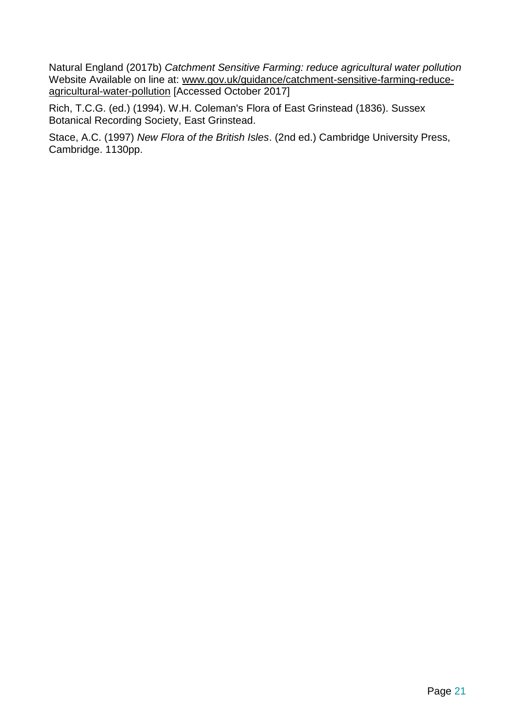Natural England (2017b) *Catchment Sensitive Farming: reduce agricultural water pollution* Website Available on line at: [www.gov.uk/guidance/catchment-sensitive-farming-reduce-agricultural-water-pollution](www.gov.uk/guidance/catchment-sensitive-farming-reduce-agricultural-water-pollution) [Accessed October 2017]

Rich, T.C.G. (ed.) (1994). W.H. Coleman's Flora of East Grinstead (1836). Sussex Botanical Recording Society, East Grinstead.

Stace, A.C. (1997) *New Flora of the British Isles*. (2nd ed.) Cambridge University Press, Cambridge. 1130pp.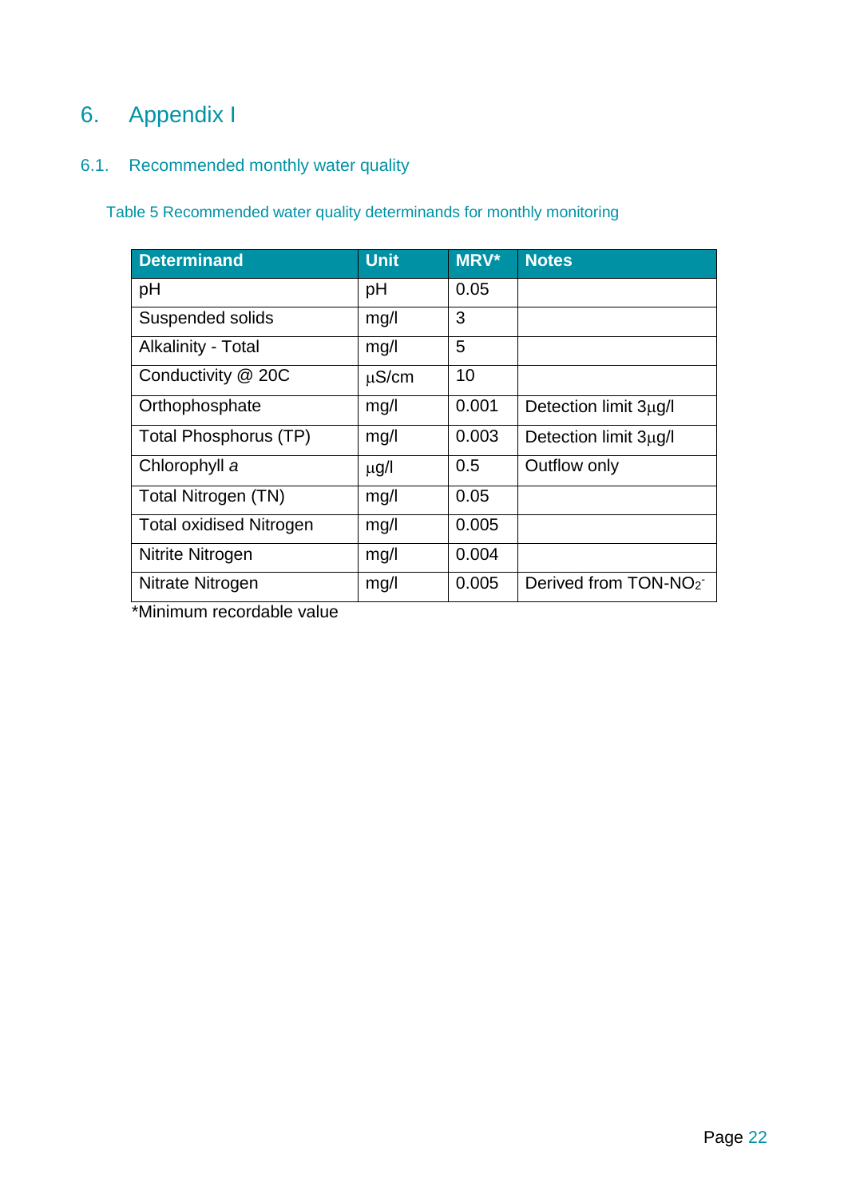# 6. Appendix I

## 6.1. Recommended monthly water quality

Table 5 Recommended water quality determinands for monthly monitoring

| Determinand | Unit | MRV* | Notes |
|---|---|---|---|
| pH | pH | 0.05 | |
| Suspended solids | mg/l | 3 | |
| Alkalinity - Total | mg/l | 5 | |
| Conductivity @ 20C | µS/cm | 10 | |
| Orthophosphate | mg/l | 0.001 | Detection limit 3µg/l |
| Total Phosphorus (TP) | mg/l | 0.003 | Detection limit 3µg/l |
| Chlorophyll *a* | µg/l | 0.5 | Outflow only |
| Total Nitrogen (TN) | mg/l | 0.05 | |
| Total oxidised Nitrogen | mg/l | 0.005 | |
| Nitrite Nitrogen | mg/l | 0.004 | |
| Nitrate Nitrogen | mg/l | 0.005 | Derived from TON-$NO_2^-$ |

*Minimum recordable value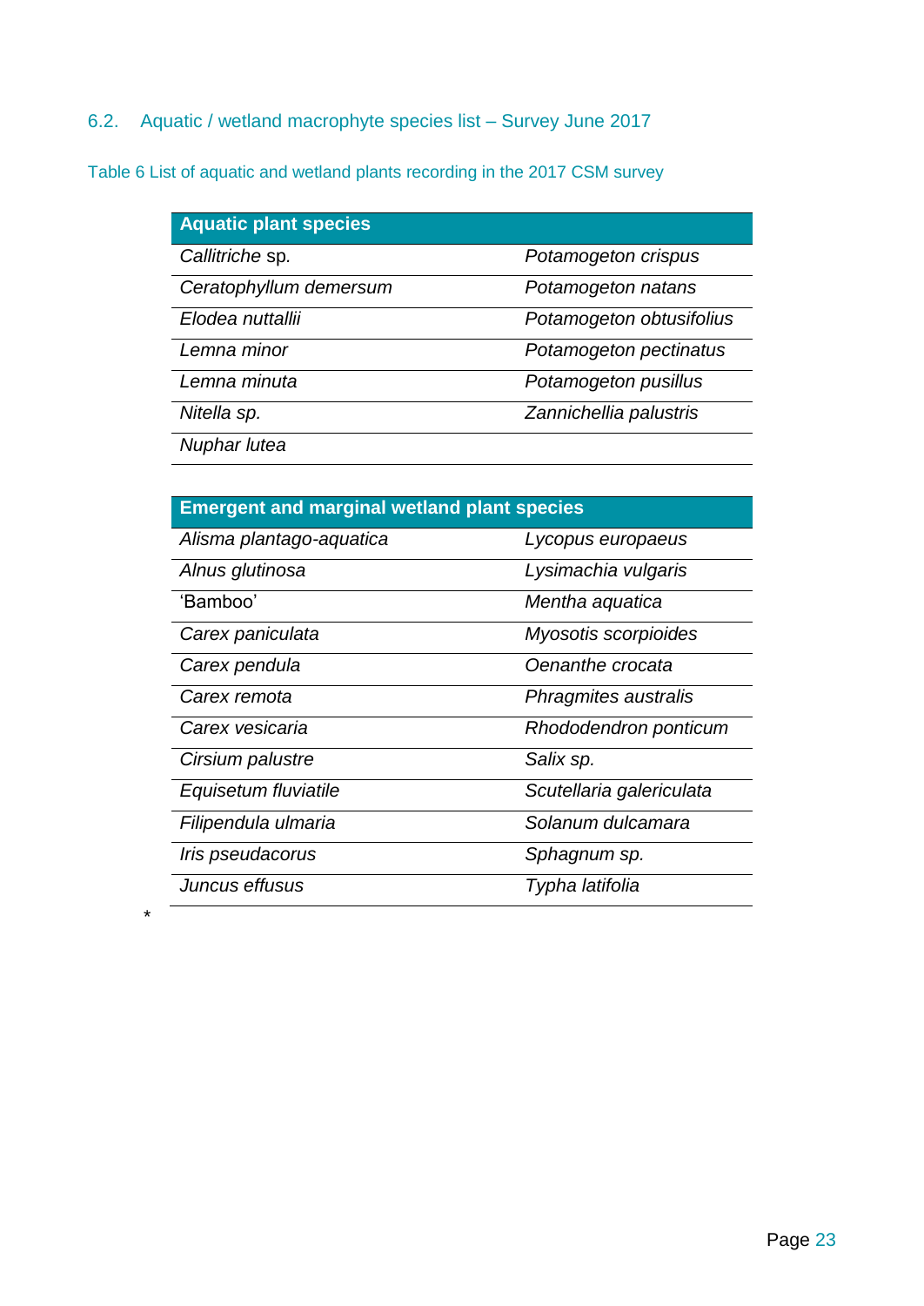## 6.2. Aquatic / wetland macrophyte species list – Survey June 2017

Table 6 List of aquatic and wetland plants recording in the 2017 CSM survey

| Aquatic plant species | |
|---|---|
| *Callitriche* sp. | *Potamogeton crispus* |
| *Ceratophyllum demersum* | *Potamogeton natans* |
| *Elodea nuttallii* | *Potamogeton obtusifolius* |
| *Lemna minor* | *Potamogeton pectinatus* |
| *Lemna minuta* | *Potamogeton pusillus* |
| *Nitella sp.* | *Zannichellia palustris* |
| *Nuphar lutea* | |

| Emergent and marginal wetland plant species | |
|---|---|
| *Alisma plantago-aquatica* | *Lycopus europaeus* |
| *Alnus glutinosa* | *Lysimachia vulgaris* |
| 'Bamboo' | *Mentha aquatica* |
| *Carex paniculata* | *Myosotis scorpioides* |
| *Carex pendula* | *Oenanthe crocata* |
| *Carex remota* | *Phragmites australis* |
| *Carex vesicaria* | *Rhododendron ponticum* |
| *Cirsium palustre* | *Salix sp.* |
| *Equisetum fluviatile* | *Scutellaria galericulata* |
| *Filipendula ulmaria* | *Solanum dulcamara* |
| *Iris pseudacorus* | *Sphagnum sp.* |
| *Juncus effusus* | *Typha latifolia* |

*